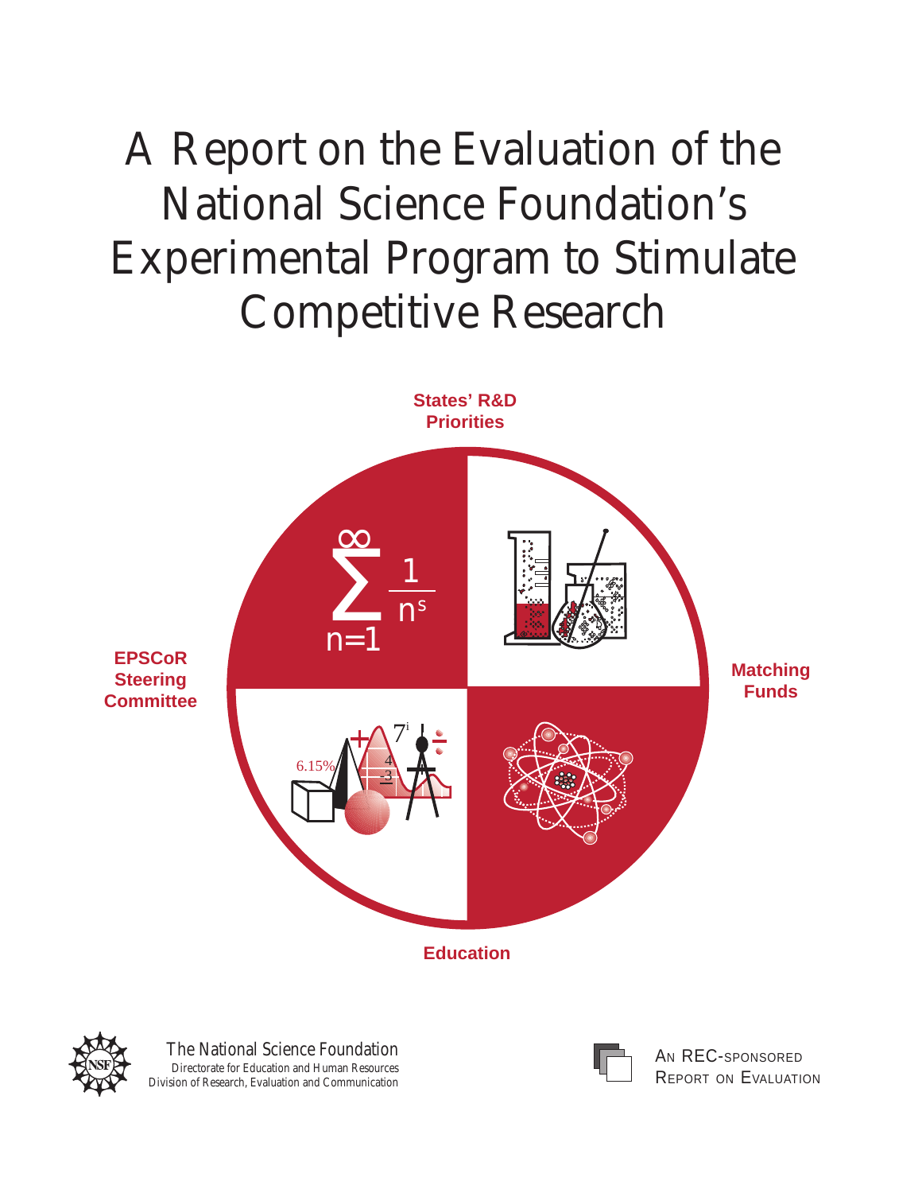# A Report on the Evaluation of the National Science Foundation's Experimental Program to Stimulate Competitive Research

**States' R&D Priorities**

**EPSCoR Steering Committee**

**Matching Funds**

**Education**

The National Science Foundation
Directorate for Education and Human Resources
Division of Research, Evaluation and Communication

AN REC-SPONSORED REPORT ON EVALUATION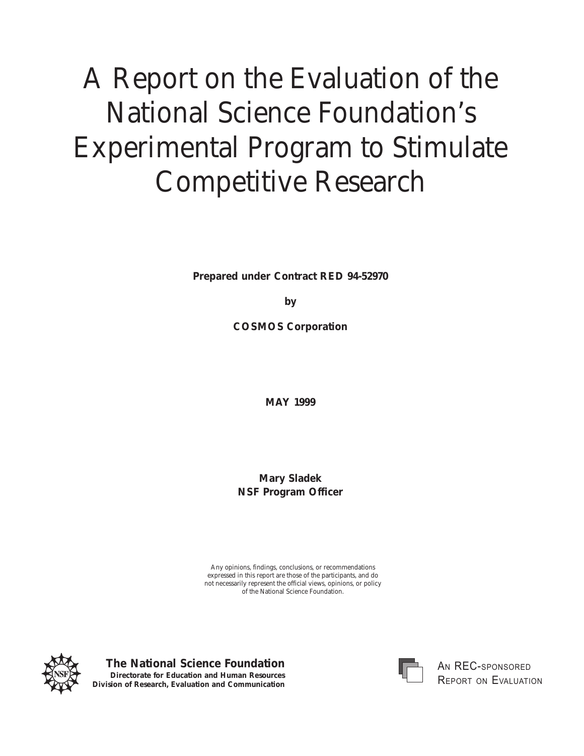# A Report on the Evaluation of the National Science Foundation's Experimental Program to Stimulate Competitive Research

**Prepared under Contract RED 94-52970**

**by**

**COSMOS Corporation**

**MAY 1999**

**Mary Sladek**
**NSF Program Officer**

Any opinions, findings, conclusions, or recommendations expressed in this report are those of the participants, and do not necessarily represent the official views, opinions, or policy of the National Science Foundation.

**The National Science Foundation**
**Directorate for Education and Human Resources**
**Division of Research, Evaluation and Communication**

AN REC-SPONSORED REPORT ON EVALUATION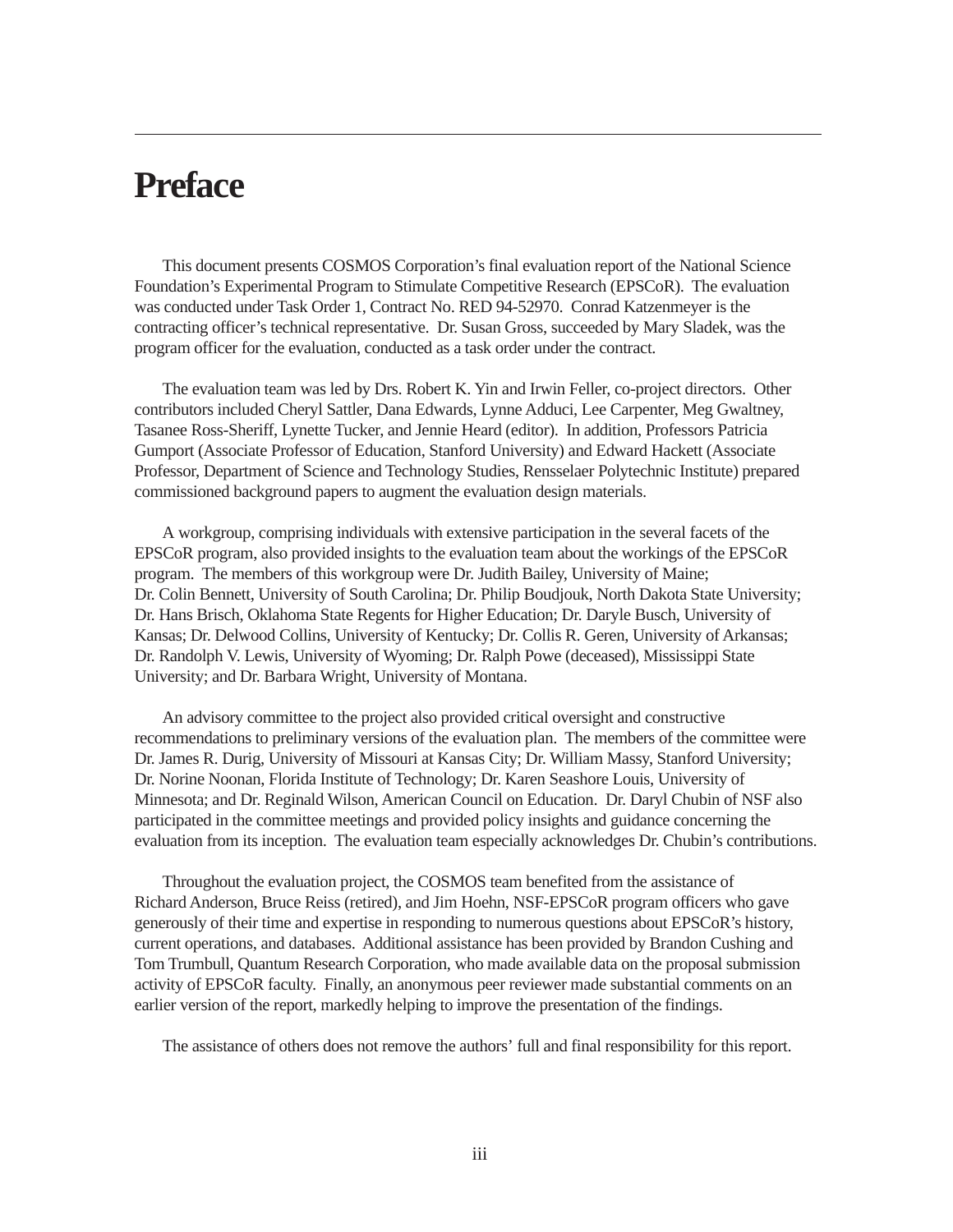# Preface

This document presents COSMOS Corporation's final evaluation report of the National Science Foundation's Experimental Program to Stimulate Competitive Research (EPSCoR). The evaluation was conducted under Task Order 1, Contract No. RED 94-52970. Conrad Katzenmeyer is the contracting officer's technical representative. Dr. Susan Gross, succeeded by Mary Sladek, was the program officer for the evaluation, conducted as a task order under the contract.

The evaluation team was led by Drs. Robert K. Yin and Irwin Feller, co-project directors. Other contributors included Cheryl Sattler, Dana Edwards, Lynne Adduci, Lee Carpenter, Meg Gwaltney, Tasanee Ross-Sheriff, Lynette Tucker, and Jennie Heard (editor). In addition, Professors Patricia Gumport (Associate Professor of Education, Stanford University) and Edward Hackett (Associate Professor, Department of Science and Technology Studies, Rensselaer Polytechnic Institute) prepared commissioned background papers to augment the evaluation design materials.

A workgroup, comprising individuals with extensive participation in the several facets of the EPSCoR program, also provided insights to the evaluation team about the workings of the EPSCoR program. The members of this workgroup were Dr. Judith Bailey, University of Maine; Dr. Colin Bennett, University of South Carolina; Dr. Philip Boudjouk, North Dakota State University; Dr. Hans Brisch, Oklahoma State Regents for Higher Education; Dr. Daryle Busch, University of Kansas; Dr. Delwood Collins, University of Kentucky; Dr. Collis R. Geren, University of Arkansas; Dr. Randolph V. Lewis, University of Wyoming; Dr. Ralph Powe (deceased), Mississippi State University; and Dr. Barbara Wright, University of Montana.

An advisory committee to the project also provided critical oversight and constructive recommendations to preliminary versions of the evaluation plan. The members of the committee were Dr. James R. Durig, University of Missouri at Kansas City; Dr. William Massy, Stanford University; Dr. Norine Noonan, Florida Institute of Technology; Dr. Karen Seashore Louis, University of Minnesota; and Dr. Reginald Wilson, American Council on Education. Dr. Daryl Chubin of NSF also participated in the committee meetings and provided policy insights and guidance concerning the evaluation from its inception. The evaluation team especially acknowledges Dr. Chubin's contributions.

Throughout the evaluation project, the COSMOS team benefited from the assistance of Richard Anderson, Bruce Reiss (retired), and Jim Hoehn, NSF-EPSCoR program officers who gave generously of their time and expertise in responding to numerous questions about EPSCoR's history, current operations, and databases. Additional assistance has been provided by Brandon Cushing and Tom Trumbull, Quantum Research Corporation, who made available data on the proposal submission activity of EPSCoR faculty. Finally, an anonymous peer reviewer made substantial comments on an earlier version of the report, markedly helping to improve the presentation of the findings.

The assistance of others does not remove the authors' full and final responsibility for this report.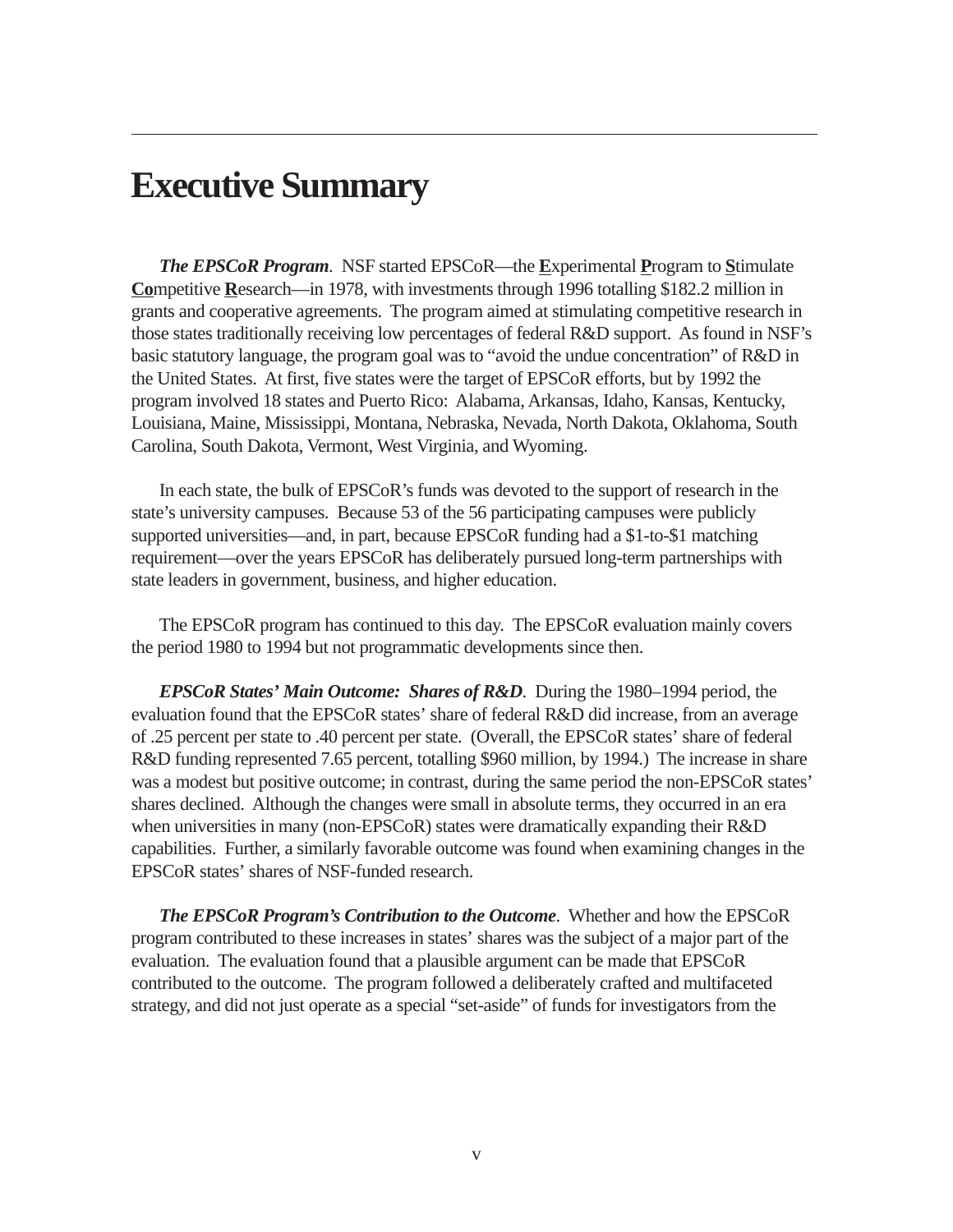# Executive Summary

***The EPSCoR Program***. NSF started EPSCoR—the **E**xperimental **P**rogram to **S**timulate **Co**mpetitive **R**esearch—in 1978, with investments through 1996 totalling $182.2 million in grants and cooperative agreements. The program aimed at stimulating competitive research in those states traditionally receiving low percentages of federal R&D support. As found in NSF's basic statutory language, the program goal was to "avoid the undue concentration" of R&D in the United States. At first, five states were the target of EPSCoR efforts, but by 1992 the program involved 18 states and Puerto Rico: Alabama, Arkansas, Idaho, Kansas, Kentucky, Louisiana, Maine, Mississippi, Montana, Nebraska, Nevada, North Dakota, Oklahoma, South Carolina, South Dakota, Vermont, West Virginia, and Wyoming.

In each state, the bulk of EPSCoR's funds was devoted to the support of research in the state's university campuses. Because 53 of the 56 participating campuses were publicly supported universities—and, in part, because EPSCoR funding had a $1-to-$1 matching requirement—over the years EPSCoR has deliberately pursued long-term partnerships with state leaders in government, business, and higher education.

The EPSCoR program has continued to this day. The EPSCoR evaluation mainly covers the period 1980 to 1994 but not programmatic developments since then.

***EPSCoR States' Main Outcome: Shares of R&D***. During the 1980–1994 period, the evaluation found that the EPSCoR states' share of federal R&D did increase, from an average of .25 percent per state to .40 percent per state. (Overall, the EPSCoR states' share of federal R&D funding represented 7.65 percent, totalling $960 million, by 1994.) The increase in share was a modest but positive outcome; in contrast, during the same period the non-EPSCoR states' shares declined. Although the changes were small in absolute terms, they occurred in an era when universities in many (non-EPSCoR) states were dramatically expanding their R&D capabilities. Further, a similarly favorable outcome was found when examining changes in the EPSCoR states' shares of NSF-funded research.

***The EPSCoR Program's Contribution to the Outcome***. Whether and how the EPSCoR program contributed to these increases in states' shares was the subject of a major part of the evaluation. The evaluation found that a plausible argument can be made that EPSCoR contributed to the outcome. The program followed a deliberately crafted and multifaceted strategy, and did not just operate as a special "set-aside" of funds for investigators from the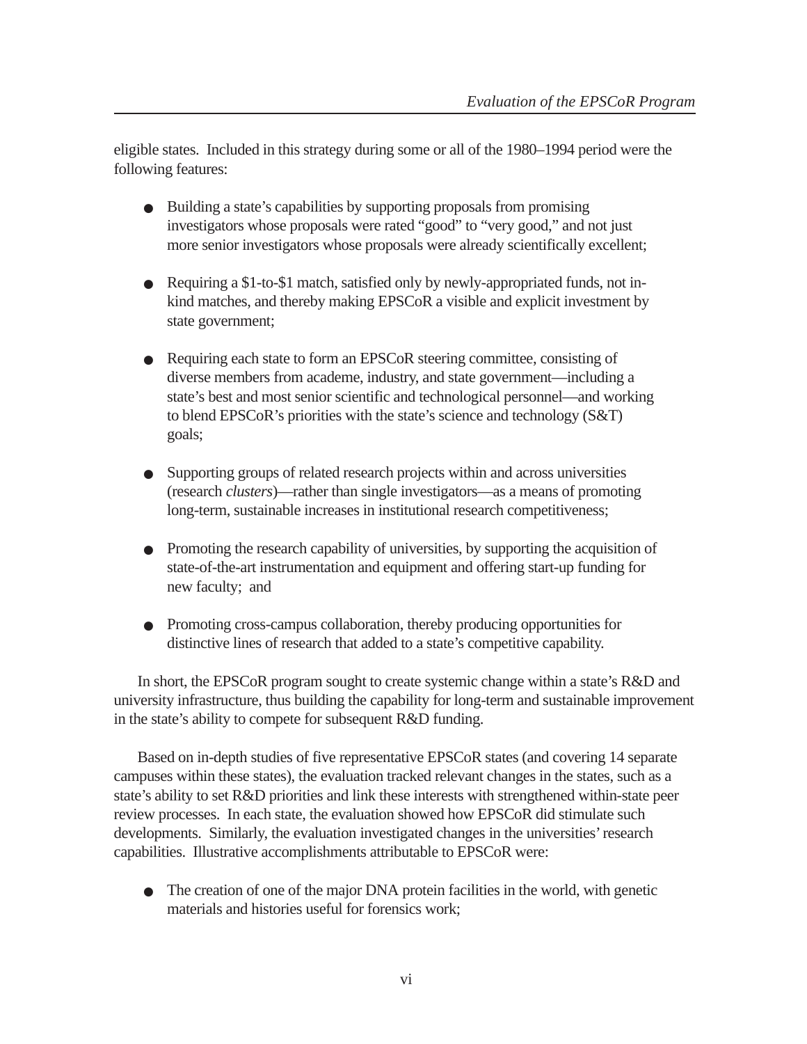eligible states. Included in this strategy during some or all of the 1980–1994 period were the following features:

- Building a state's capabilities by supporting proposals from promising investigators whose proposals were rated "good" to "very good," and not just more senior investigators whose proposals were already scientifically excellent;

- Requiring a $1-to-$1 match, satisfied only by newly-appropriated funds, not in-kind matches, and thereby making EPSCoR a visible and explicit investment by state government;

- Requiring each state to form an EPSCoR steering committee, consisting of diverse members from academe, industry, and state government—including a state's best and most senior scientific and technological personnel—and working to blend EPSCoR's priorities with the state's science and technology (S&T) goals;

- Supporting groups of related research projects within and across universities (research *clusters*)—rather than single investigators—as a means of promoting long-term, sustainable increases in institutional research competitiveness;

- Promoting the research capability of universities, by supporting the acquisition of state-of-the-art instrumentation and equipment and offering start-up funding for new faculty; and

- Promoting cross-campus collaboration, thereby producing opportunities for distinctive lines of research that added to a state's competitive capability.

In short, the EPSCoR program sought to create systemic change within a state's R&D and university infrastructure, thus building the capability for long-term and sustainable improvement in the state's ability to compete for subsequent R&D funding.

Based on in-depth studies of five representative EPSCoR states (and covering 14 separate campuses within these states), the evaluation tracked relevant changes in the states, such as a state's ability to set R&D priorities and link these interests with strengthened within-state peer review processes. In each state, the evaluation showed how EPSCoR did stimulate such developments. Similarly, the evaluation investigated changes in the universities' research capabilities. Illustrative accomplishments attributable to EPSCoR were:

- The creation of one of the major DNA protein facilities in the world, with genetic materials and histories useful for forensics work;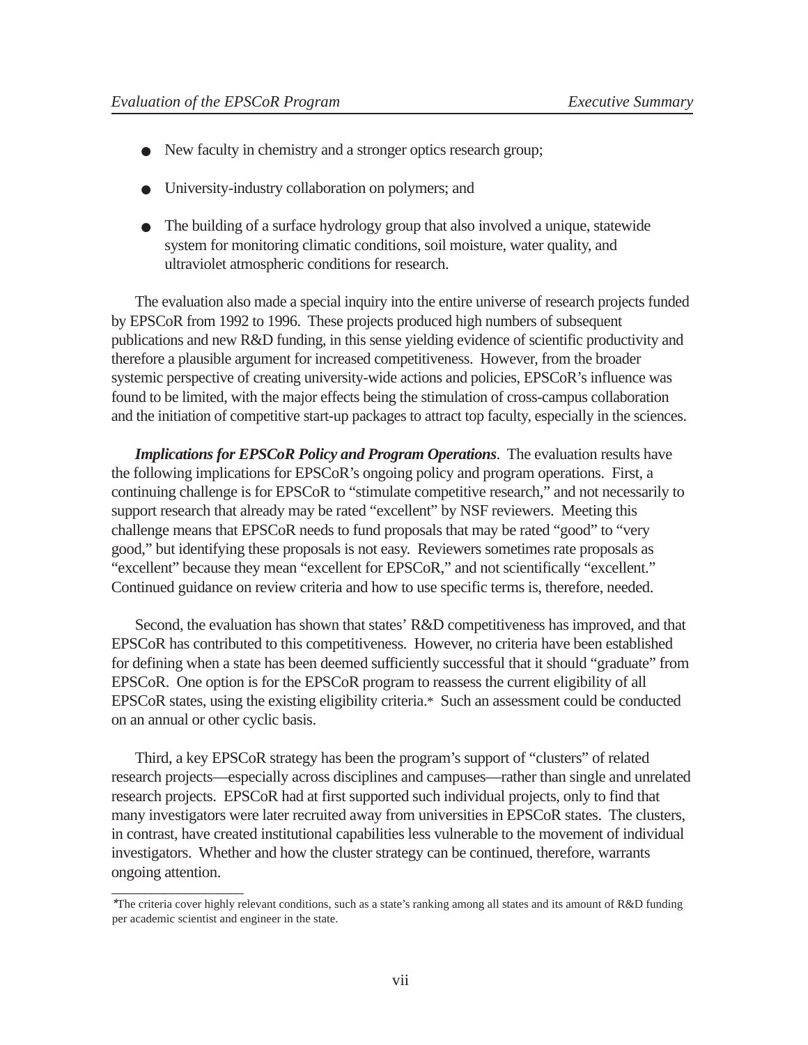- New faculty in chemistry and a stronger optics research group;
- University-industry collaboration on polymers; and
- The building of a surface hydrology group that also involved a unique, statewide system for monitoring climatic conditions, soil moisture, water quality, and ultraviolet atmospheric conditions for research.

The evaluation also made a special inquiry into the entire universe of research projects funded by EPSCoR from 1992 to 1996. These projects produced high numbers of subsequent publications and new R&D funding, in this sense yielding evidence of scientific productivity and therefore a plausible argument for increased competitiveness. However, from the broader systemic perspective of creating university-wide actions and policies, EPSCoR's influence was found to be limited, with the major effects being the stimulation of cross-campus collaboration and the initiation of competitive start-up packages to attract top faculty, especially in the sciences.

***Implications for EPSCoR Policy and Program Operations***. The evaluation results have the following implications for EPSCoR's ongoing policy and program operations. First, a continuing challenge is for EPSCoR to "stimulate competitive research," and not necessarily to support research that already may be rated "excellent" by NSF reviewers. Meeting this challenge means that EPSCoR needs to fund proposals that may be rated "good" to "very good," but identifying these proposals is not easy. Reviewers sometimes rate proposals as "excellent" because they mean "excellent for EPSCoR," and not scientifically "excellent." Continued guidance on review criteria and how to use specific terms is, therefore, needed.

Second, the evaluation has shown that states' R&D competitiveness has improved, and that EPSCoR has contributed to this competitiveness. However, no criteria have been established for defining when a state has been deemed sufficiently successful that it should "graduate" from EPSCoR. One option is for the EPSCoR program to reassess the current eligibility of all EPSCoR states, using the existing eligibility criteria.* Such an assessment could be conducted on an annual or other cyclic basis.

Third, a key EPSCoR strategy has been the program's support of "clusters" of related research projects—especially across disciplines and campuses—rather than single and unrelated research projects. EPSCoR had at first supported such individual projects, only to find that many investigators were later recruited away from universities in EPSCoR states. The clusters, in contrast, have created institutional capabilities less vulnerable to the movement of individual investigators. Whether and how the cluster strategy can be continued, therefore, warrants ongoing attention.

---

*The criteria cover highly relevant conditions, such as a state's ranking among all states and its amount of R&D funding per academic scientist and engineer in the state.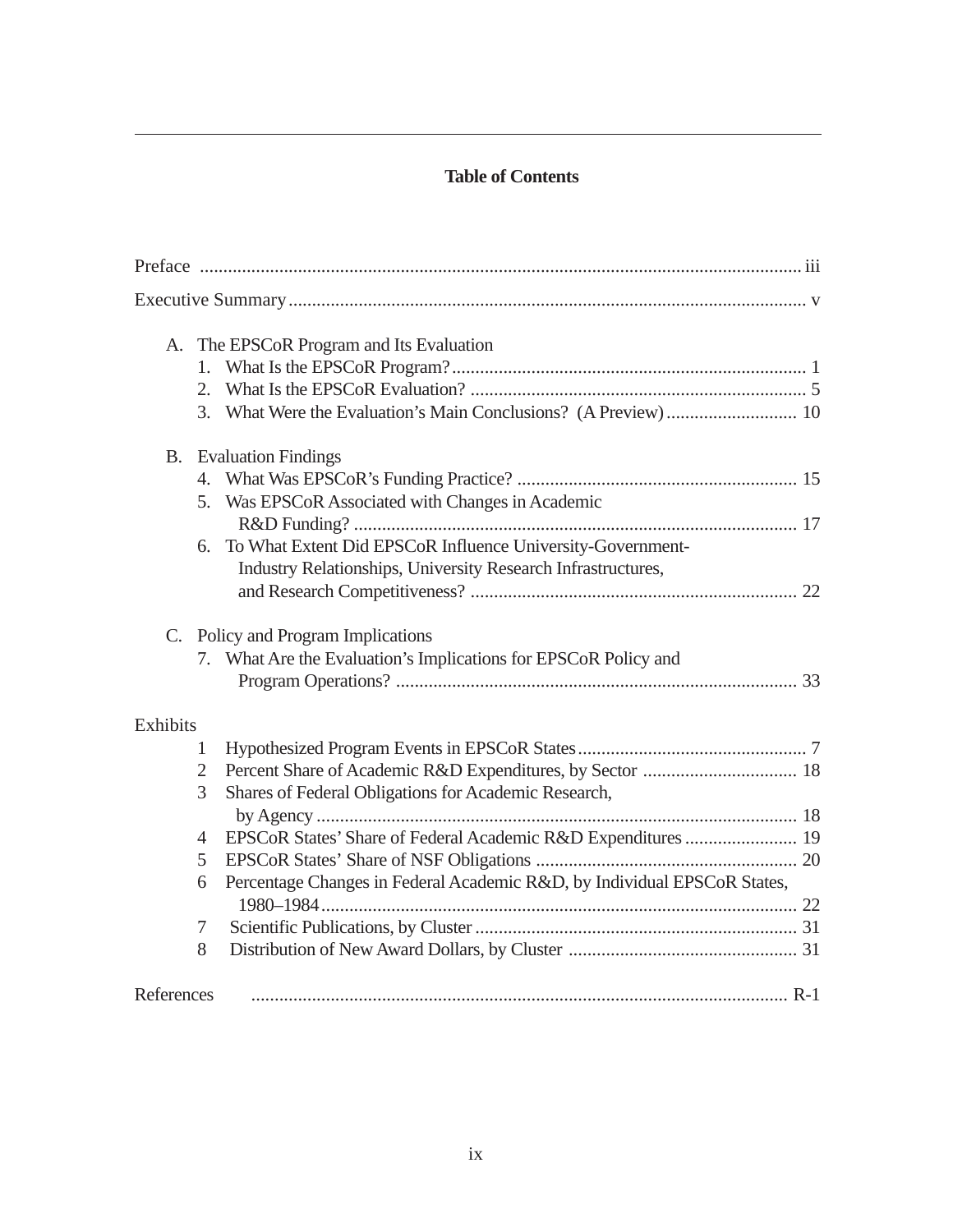## Table of Contents

Preface ..... iii

Executive Summary ..... v

A. The EPSCoR Program and Its Evaluation
   1. What Is the EPSCoR Program? ..... 1
   2. What Is the EPSCoR Evaluation? ..... 5
   3. What Were the Evaluation's Main Conclusions? (A Preview) ..... 10

B. Evaluation Findings
   4. What Was EPSCoR's Funding Practice? ..... 15
   5. Was EPSCoR Associated with Changes in Academic R&D Funding? ..... 17
   6. To What Extent Did EPSCoR Influence University-Government-Industry Relationships, University Research Infrastructures, and Research Competitiveness? ..... 22

C. Policy and Program Implications
   7. What Are the Evaluation's Implications for EPSCoR Policy and Program Operations? ..... 33

Exhibits
   1 Hypothesized Program Events in EPSCoR States ..... 7
   2 Percent Share of Academic R&D Expenditures, by Sector ..... 18
   3 Shares of Federal Obligations for Academic Research, by Agency ..... 18
   4 EPSCoR States' Share of Federal Academic R&D Expenditures ..... 19
   5 EPSCoR States' Share of NSF Obligations ..... 20
   6 Percentage Changes in Federal Academic R&D, by Individual EPSCoR States, 1980–1984 ..... 22
   7 Scientific Publications, by Cluster ..... 31
   8 Distribution of New Award Dollars, by Cluster ..... 31

References ..... R-1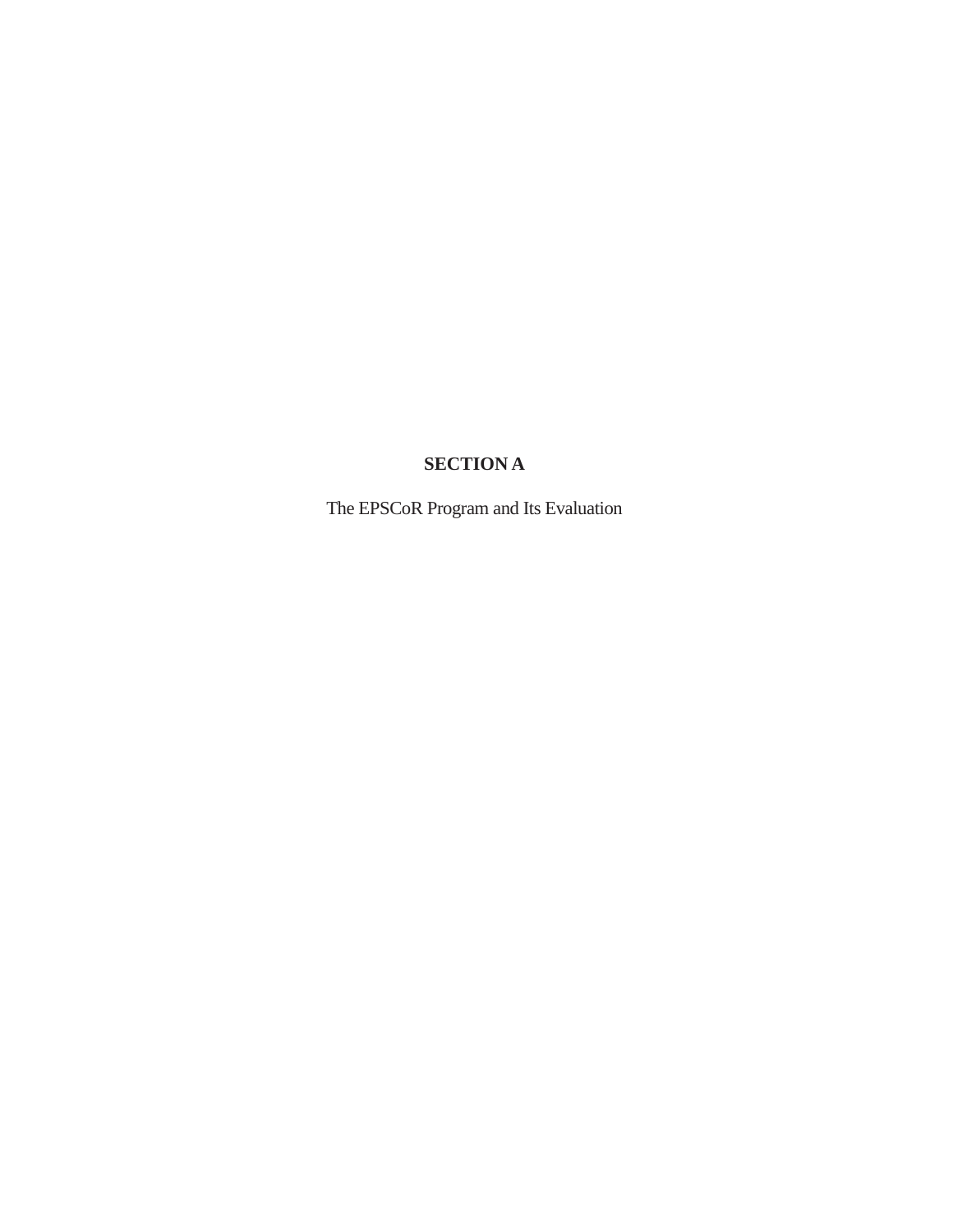# SECTION A

The EPSCoR Program and Its Evaluation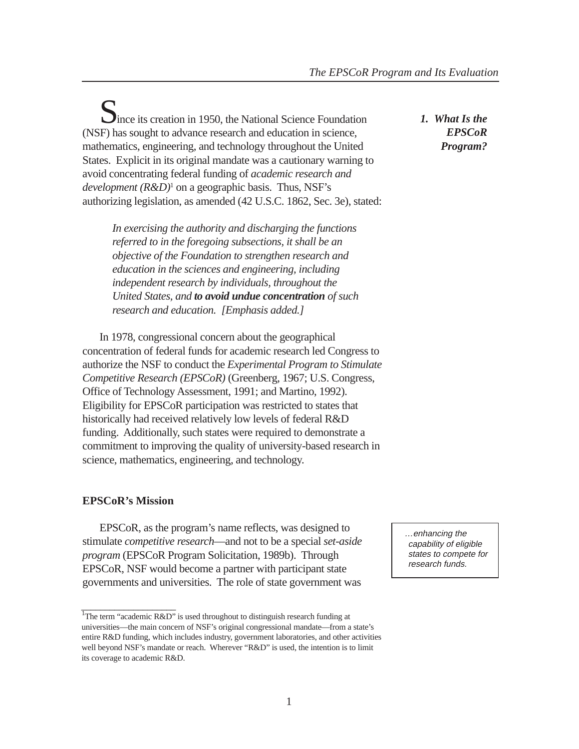## 1. What Is the EPSCoR Program?

Since its creation in 1950, the National Science Foundation (NSF) has sought to advance research and education in science, mathematics, engineering, and technology throughout the United States. Explicit in its original mandate was a cautionary warning to avoid concentrating federal funding of *academic research and development (R&D)*[1] on a geographic basis. Thus, NSF's authorizing legislation, as amended (42 U.S.C. 1862, Sec. 3e), stated:

> *In exercising the authority and discharging the functions referred to in the foregoing subsections, it shall be an objective of the Foundation to strengthen research and education in the sciences and engineering, including independent research by individuals, throughout the United States, and* ***to avoid undue concentration*** *of such research and education. [Emphasis added.]*

In 1978, congressional concern about the geographical concentration of federal funds for academic research led Congress to authorize the NSF to conduct the *Experimental Program to Stimulate Competitive Research (EPSCoR)* (Greenberg, 1967; U.S. Congress, Office of Technology Assessment, 1991; and Martino, 1992). Eligibility for EPSCoR participation was restricted to states that historically had received relatively low levels of federal R&D funding. Additionally, such states were required to demonstrate a commitment to improving the quality of university-based research in science, mathematics, engineering, and technology.

### EPSCoR's Mission

*...enhancing the capability of eligible states to compete for research funds.*

EPSCoR, as the program's name reflects, was designed to stimulate *competitive research*—and not to be a special *set-aside program* (EPSCoR Program Solicitation, 1989b). Through EPSCoR, NSF would become a partner with participant state governments and universities. The role of state government was

---

[1] The term "academic R&D" is used throughout to distinguish research funding at universities—the main concern of NSF's original congressional mandate—from a state's entire R&D funding, which includes industry, government laboratories, and other activities well beyond NSF's mandate or reach. Wherever "R&D" is used, the intention is to limit its coverage to academic R&D.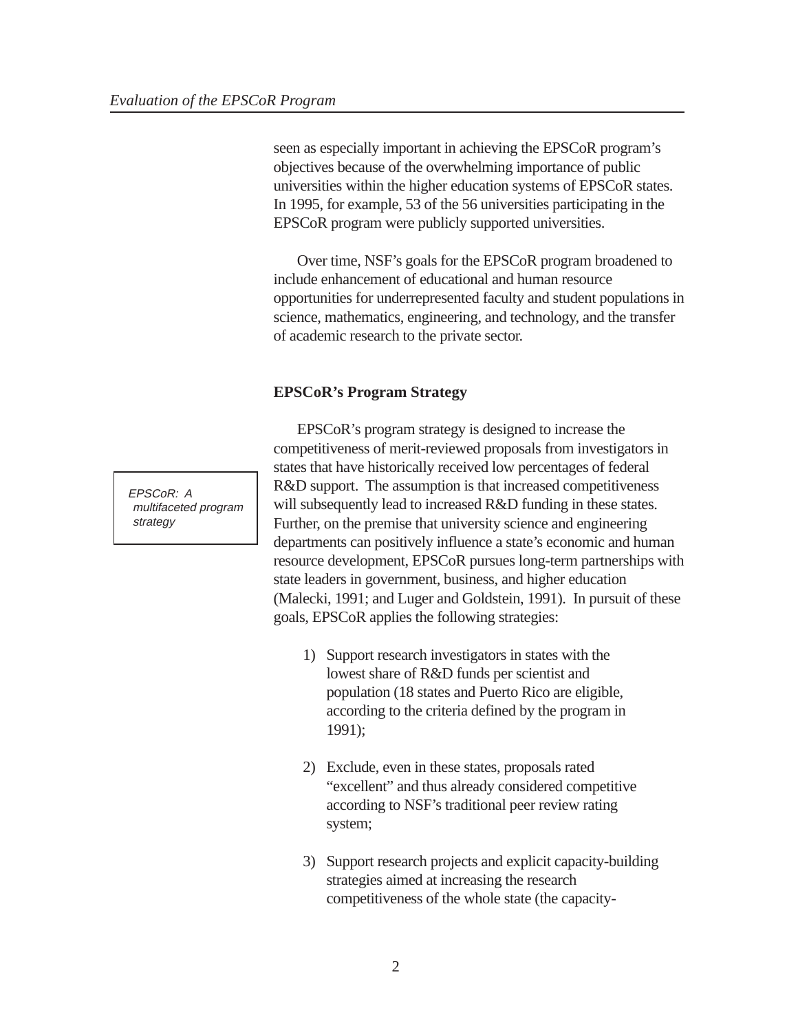seen as especially important in achieving the EPSCoR program's objectives because of the overwhelming importance of public universities within the higher education systems of EPSCoR states. In 1995, for example, 53 of the 56 universities participating in the EPSCoR program were publicly supported universities.

Over time, NSF's goals for the EPSCoR program broadened to include enhancement of educational and human resource opportunities for underrepresented faculty and student populations in science, mathematics, engineering, and technology, and the transfer of academic research to the private sector.

### EPSCoR's Program Strategy

*EPSCoR: A multifaceted program strategy*

EPSCoR's program strategy is designed to increase the competitiveness of merit-reviewed proposals from investigators in states that have historically received low percentages of federal R&D support. The assumption is that increased competitiveness will subsequently lead to increased R&D funding in these states. Further, on the premise that university science and engineering departments can positively influence a state's economic and human resource development, EPSCoR pursues long-term partnerships with state leaders in government, business, and higher education (Malecki, 1991; and Luger and Goldstein, 1991). In pursuit of these goals, EPSCoR applies the following strategies:

1) Support research investigators in states with the lowest share of R&D funds per scientist and population (18 states and Puerto Rico are eligible, according to the criteria defined by the program in 1991);

2) Exclude, even in these states, proposals rated "excellent" and thus already considered competitive according to NSF's traditional peer review rating system;

3) Support research projects and explicit capacity-building strategies aimed at increasing the research competitiveness of the whole state (the capacity-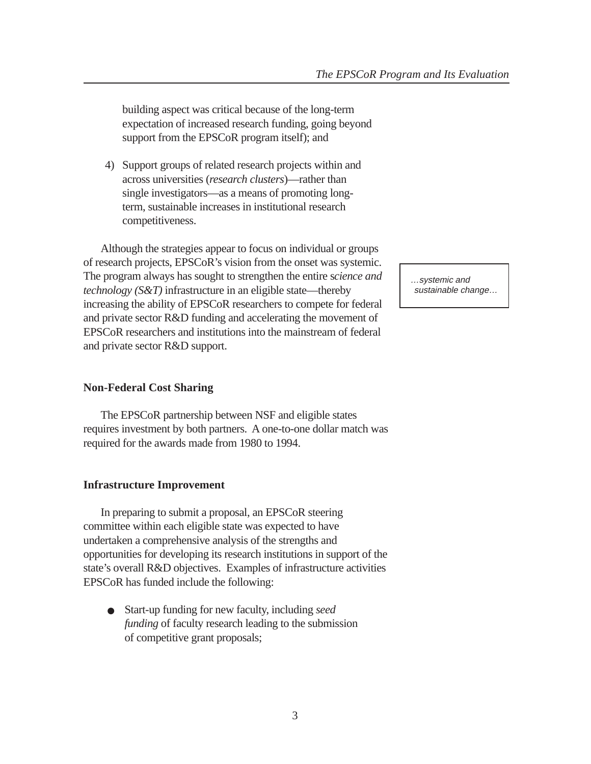building aspect was critical because of the long-term expectation of increased research funding, going beyond support from the EPSCoR program itself); and

4) Support groups of related research projects within and across universities (*research clusters*)—rather than single investigators—as a means of promoting long-term, sustainable increases in institutional research competitiveness.

Although the strategies appear to focus on individual or groups of research projects, EPSCoR's vision from the onset was systemic. The program always has sought to strengthen the entire s*cience and technology (S&T)* infrastructure in an eligible state—thereby increasing the ability of EPSCoR researchers to compete for federal and private sector R&D funding and accelerating the movement of EPSCoR researchers and institutions into the mainstream of federal and private sector R&D support.

> *…systemic and sustainable change…*

### Non-Federal Cost Sharing

The EPSCoR partnership between NSF and eligible states requires investment by both partners. A one-to-one dollar match was required for the awards made from 1980 to 1994.

### Infrastructure Improvement

In preparing to submit a proposal, an EPSCoR steering committee within each eligible state was expected to have undertaken a comprehensive analysis of the strengths and opportunities for developing its research institutions in support of the state's overall R&D objectives. Examples of infrastructure activities EPSCoR has funded include the following:

- Start-up funding for new faculty, including *seed funding* of faculty research leading to the submission of competitive grant proposals;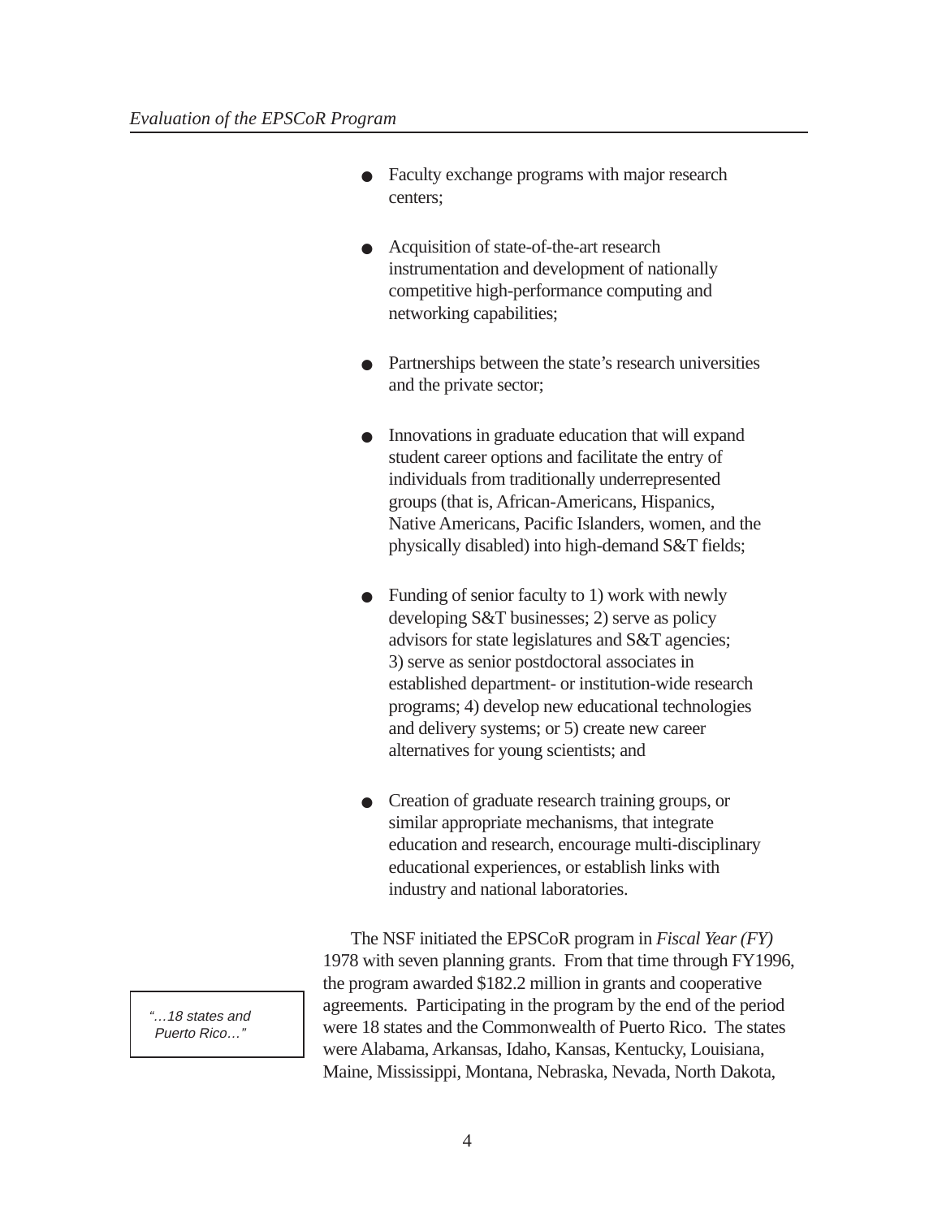- Faculty exchange programs with major research centers;

- Acquisition of state-of-the-art research instrumentation and development of nationally competitive high-performance computing and networking capabilities;

- Partnerships between the state's research universities and the private sector;

- Innovations in graduate education that will expand student career options and facilitate the entry of individuals from traditionally underrepresented groups (that is, African-Americans, Hispanics, Native Americans, Pacific Islanders, women, and the physically disabled) into high-demand S&T fields;

- Funding of senior faculty to 1) work with newly developing S&T businesses; 2) serve as policy advisors for state legislatures and S&T agencies; 3) serve as senior postdoctoral associates in established department- or institution-wide research programs; 4) develop new educational technologies and delivery systems; or 5) create new career alternatives for young scientists; and

- Creation of graduate research training groups, or similar appropriate mechanisms, that integrate education and research, encourage multi-disciplinary educational experiences, or establish links with industry and national laboratories.

> *"…18 states and Puerto Rico…"*

The NSF initiated the EPSCoR program in *Fiscal Year (FY)* 1978 with seven planning grants. From that time through FY1996, the program awarded $182.2 million in grants and cooperative agreements. Participating in the program by the end of the period were 18 states and the Commonwealth of Puerto Rico. The states were Alabama, Arkansas, Idaho, Kansas, Kentucky, Louisiana, Maine, Mississippi, Montana, Nebraska, Nevada, North Dakota,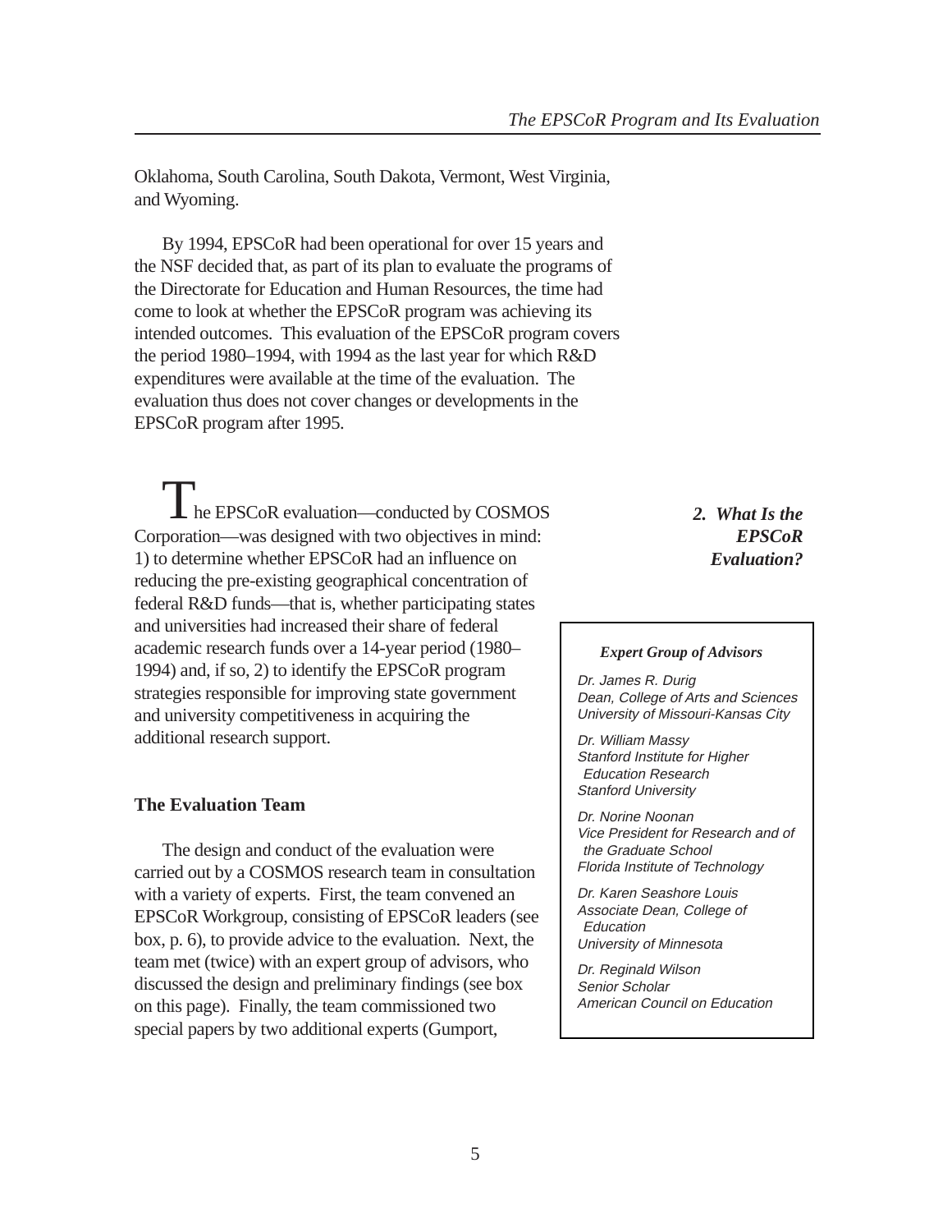Oklahoma, South Carolina, South Dakota, Vermont, West Virginia, and Wyoming.

By 1994, EPSCoR had been operational for over 15 years and the NSF decided that, as part of its plan to evaluate the programs of the Directorate for Education and Human Resources, the time had come to look at whether the EPSCoR program was achieving its intended outcomes. This evaluation of the EPSCoR program covers the period 1980–1994, with 1994 as the last year for which R&D expenditures were available at the time of the evaluation. The evaluation thus does not cover changes or developments in the EPSCoR program after 1995.

## *2. What Is the EPSCoR Evaluation?*

The EPSCoR evaluation—conducted by COSMOS Corporation—was designed with two objectives in mind: 1) to determine whether EPSCoR had an influence on reducing the pre-existing geographical concentration of federal R&D funds—that is, whether participating states and universities had increased their share of federal academic research funds over a 14-year period (1980–1994) and, if so, 2) to identify the EPSCoR program strategies responsible for improving state government and university competitiveness in acquiring the additional research support.

### The Evaluation Team

The design and conduct of the evaluation were carried out by a COSMOS research team in consultation with a variety of experts. First, the team convened an EPSCoR Workgroup, consisting of EPSCoR leaders (see box, p. 6), to provide advice to the evaluation. Next, the team met (twice) with an expert group of advisors, who discussed the design and preliminary findings (see box on this page). Finally, the team commissioned two special papers by two additional experts (Gumport,

> ***Expert Group of Advisors***
>
> *Dr. James R. Durig*
> *Dean, College of Arts and Sciences*
> *University of Missouri-Kansas City*
>
> *Dr. William Massy*
> *Stanford Institute for Higher Education Research*
> *Stanford University*
>
> *Dr. Norine Noonan*
> *Vice President for Research and of the Graduate School*
> *Florida Institute of Technology*
>
> *Dr. Karen Seashore Louis*
> *Associate Dean, College of Education*
> *University of Minnesota*
>
> *Dr. Reginald Wilson*
> *Senior Scholar*
> *American Council on Education*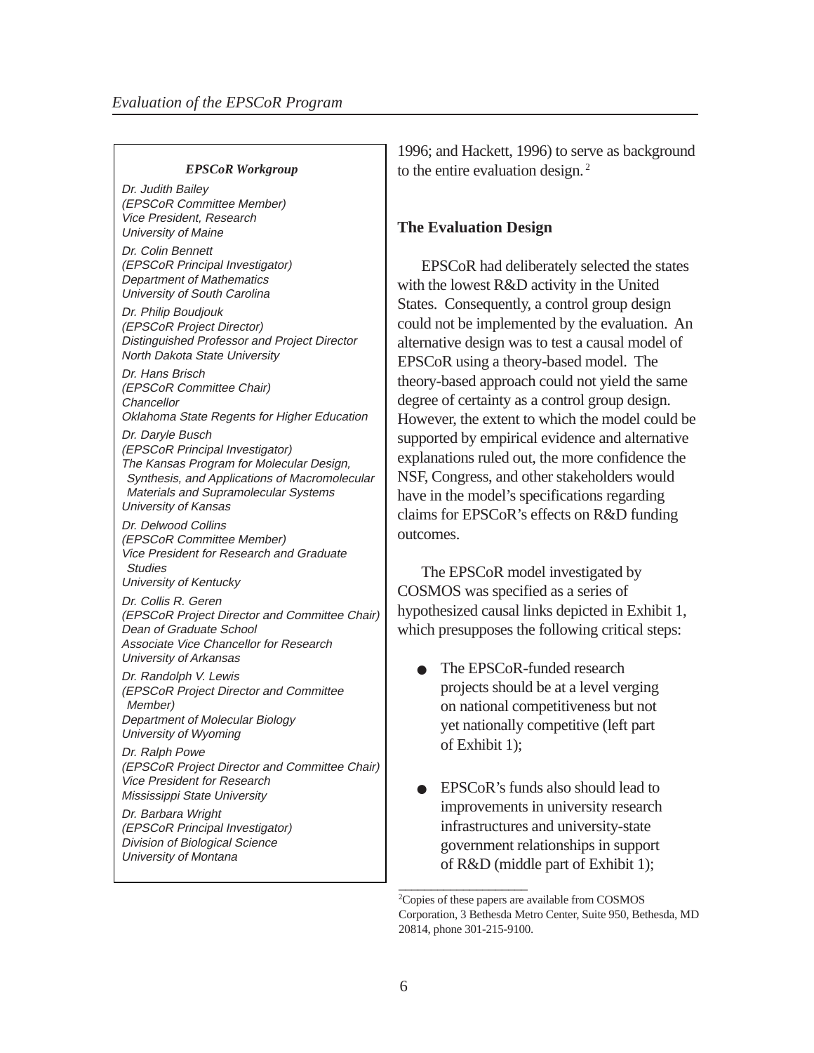> ***EPSCoR Workgroup***
>
> *Dr. Judith Bailey*
> *(EPSCoR Committee Member)*
> *Vice President, Research*
> *University of Maine*
>
> *Dr. Colin Bennett*
> *(EPSCoR Principal Investigator)*
> *Department of Mathematics*
> *University of South Carolina*
>
> *Dr. Philip Boudjouk*
> *(EPSCoR Project Director)*
> *Distinguished Professor and Project Director*
> *North Dakota State University*
>
> *Dr. Hans Brisch*
> *(EPSCoR Committee Chair)*
> *Chancellor*
> *Oklahoma State Regents for Higher Education*
>
> *Dr. Daryle Busch*
> *(EPSCoR Principal Investigator)*
> *The Kansas Program for Molecular Design, Synthesis, and Applications of Macromolecular Materials and Supramolecular Systems*
> *University of Kansas*
>
> *Dr. Delwood Collins*
> *(EPSCoR Committee Member)*
> *Vice President for Research and Graduate Studies*
> *University of Kentucky*
>
> *Dr. Collis R. Geren*
> *(EPSCoR Project Director and Committee Chair)*
> *Dean of Graduate School*
> *Associate Vice Chancellor for Research*
> *University of Arkansas*
>
> *Dr. Randolph V. Lewis*
> *(EPSCoR Project Director and Committee Member)*
> *Department of Molecular Biology*
> *University of Wyoming*
>
> *Dr. Ralph Powe*
> *(EPSCoR Project Director and Committee Chair)*
> *Vice President for Research*
> *Mississippi State University*
>
> *Dr. Barbara Wright*
> *(EPSCoR Principal Investigator)*
> *Division of Biological Science*
> *University of Montana*

1996; and Hackett, 1996) to serve as background to the entire evaluation design.[2]

## The Evaluation Design

EPSCoR had deliberately selected the states with the lowest R&D activity in the United States. Consequently, a control group design could not be implemented by the evaluation. An alternative design was to test a causal model of EPSCoR using a theory-based model. The theory-based approach could not yield the same degree of certainty as a control group design. However, the extent to which the model could be supported by empirical evidence and alternative explanations ruled out, the more confidence the NSF, Congress, and other stakeholders would have in the model's specifications regarding claims for EPSCoR's effects on R&D funding outcomes.

The EPSCoR model investigated by COSMOS was specified as a series of hypothesized causal links depicted in Exhibit 1, which presupposes the following critical steps:

- The EPSCoR-funded research projects should be at a level verging on national competitiveness but not yet nationally competitive (left part of Exhibit 1);
- EPSCoR's funds also should lead to improvements in university research infrastructures and university-state government relationships in support of R&D (middle part of Exhibit 1);

---

[2] Copies of these papers are available from COSMOS Corporation, 3 Bethesda Metro Center, Suite 950, Bethesda, MD 20814, phone 301-215-9100.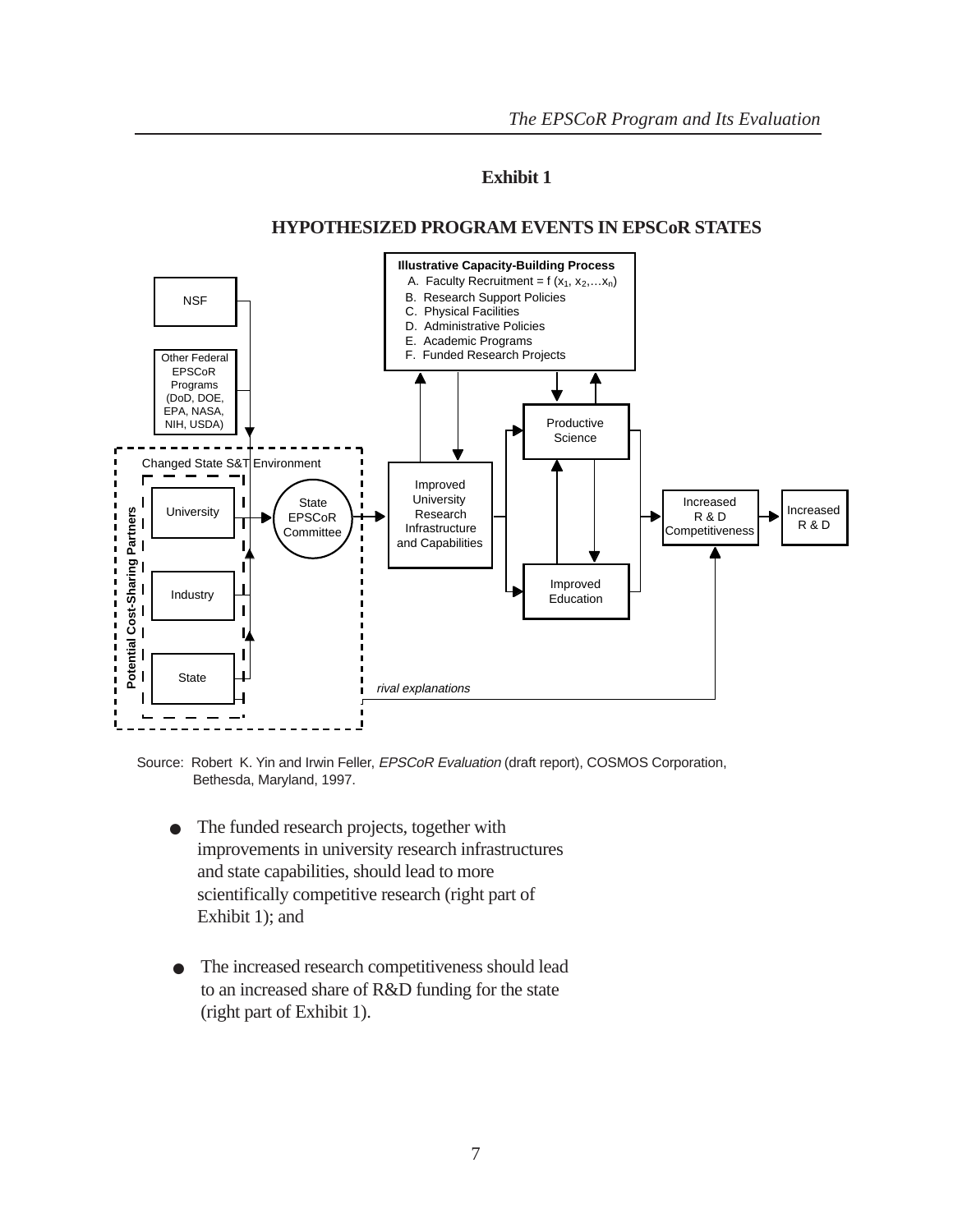## Exhibit 1

### HYPOTHESIZED PROGRAM EVENTS IN EPSCoR STATES

**Illustrative Capacity-Building Process**
A. Faculty Recruitment = f ($x_1$, $x_2$,…$x_n$)
B. Research Support Policies
C. Physical Facilities
D. Administrative Policies
E. Academic Programs
F. Funded Research Projects

NSF

Other Federal EPSCoR Programs (DoD, DOE, EPA, NASA, NIH, USDA)

Changed State S&T Environment

Potential Cost-Sharing Partners: University, Industry, State

State EPSCoR Committee

Improved University Research Infrastructure and Capabilities

Productive Science

Improved Education

Increased R & D Competitiveness

Increased R & D

*rival explanations*

Source: Robert K. Yin and Irwin Feller, *EPSCoR Evaluation* (draft report), COSMOS Corporation, Bethesda, Maryland, 1997.

- The funded research projects, together with improvements in university research infrastructures and state capabilities, should lead to more scientifically competitive research (right part of Exhibit 1); and

- The increased research competitiveness should lead to an increased share of R&D funding for the state (right part of Exhibit 1).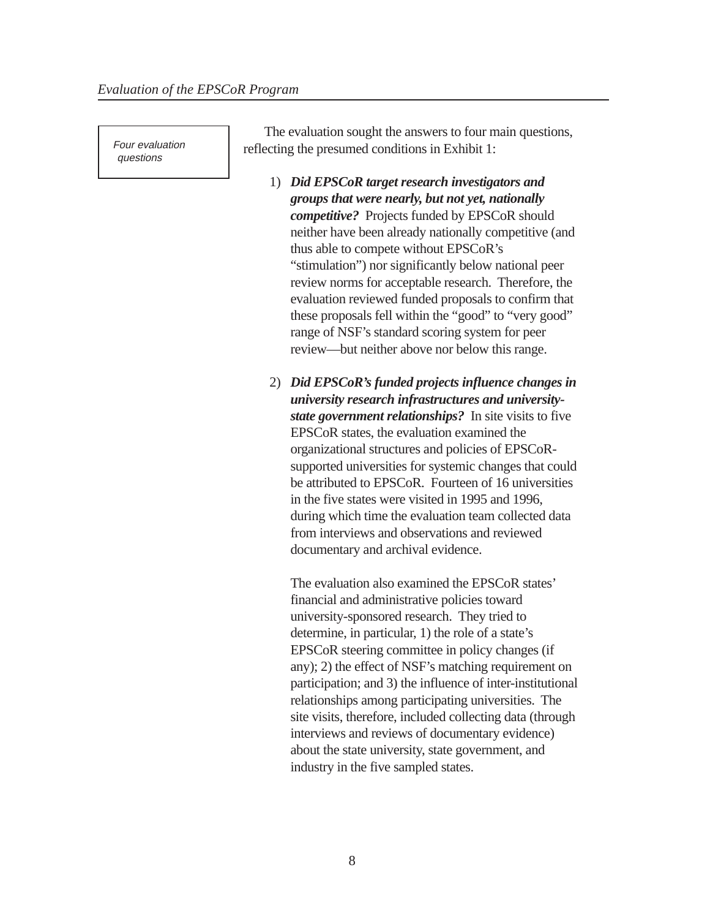Four evaluation questions

The evaluation sought the answers to four main questions, reflecting the presumed conditions in Exhibit 1:

1) ***Did EPSCoR target research investigators and groups that were nearly, but not yet, nationally competitive?*** Projects funded by EPSCoR should neither have been already nationally competitive (and thus able to compete without EPSCoR's "stimulation") nor significantly below national peer review norms for acceptable research. Therefore, the evaluation reviewed funded proposals to confirm that these proposals fell within the "good" to "very good" range of NSF's standard scoring system for peer review—but neither above nor below this range.

2) ***Did EPSCoR's funded projects influence changes in university research infrastructures and university-state government relationships?*** In site visits to five EPSCoR states, the evaluation examined the organizational structures and policies of EPSCoR-supported universities for systemic changes that could be attributed to EPSCoR. Fourteen of 16 universities in the five states were visited in 1995 and 1996, during which time the evaluation team collected data from interviews and observations and reviewed documentary and archival evidence.

   The evaluation also examined the EPSCoR states' financial and administrative policies toward university-sponsored research. They tried to determine, in particular, 1) the role of a state's EPSCoR steering committee in policy changes (if any); 2) the effect of NSF's matching requirement on participation; and 3) the influence of inter-institutional relationships among participating universities. The site visits, therefore, included collecting data (through interviews and reviews of documentary evidence) about the state university, state government, and industry in the five sampled states.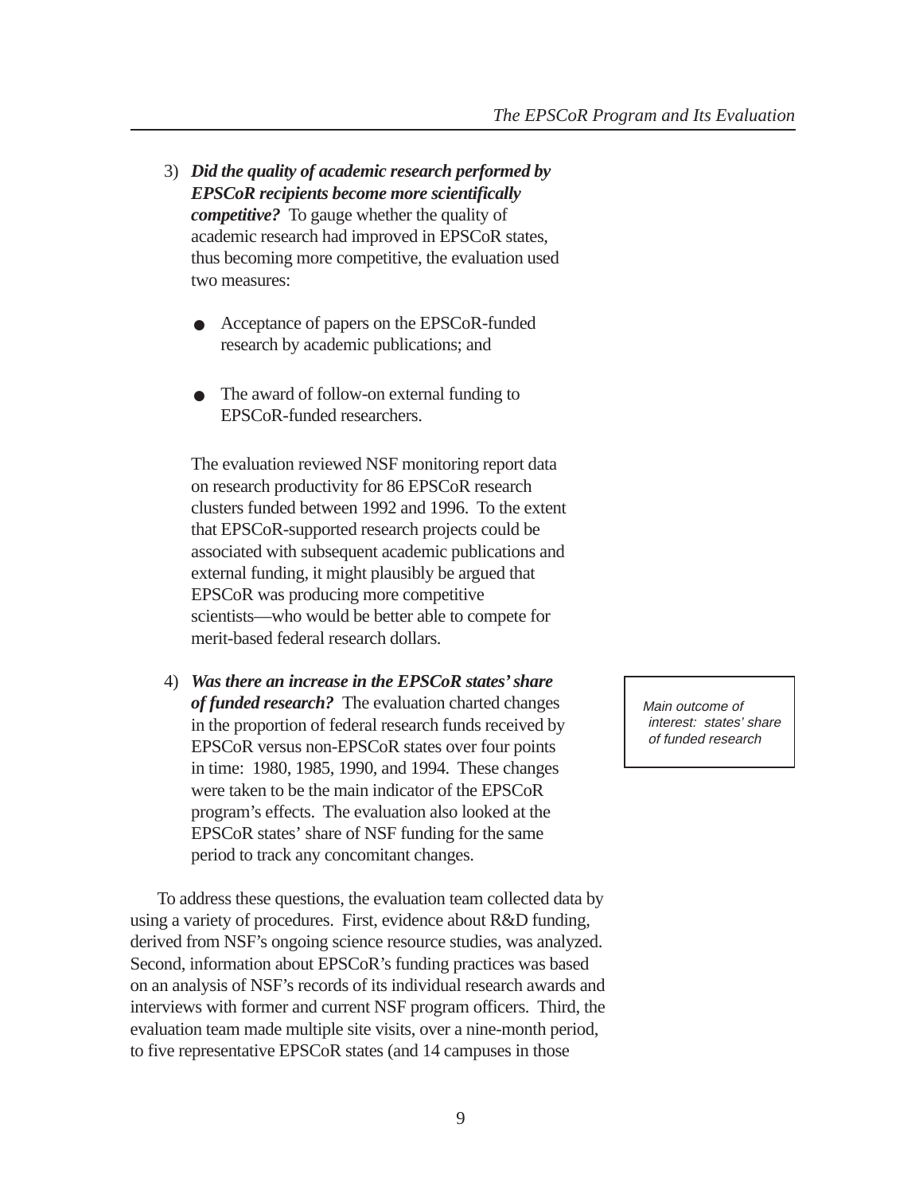3) ***Did the quality of academic research performed by EPSCoR recipients become more scientifically competitive?*** To gauge whether the quality of academic research had improved in EPSCoR states, thus becoming more competitive, the evaluation used two measures:

   - Acceptance of papers on the EPSCoR-funded research by academic publications; and

   - The award of follow-on external funding to EPSCoR-funded researchers.

   The evaluation reviewed NSF monitoring report data on research productivity for 86 EPSCoR research clusters funded between 1992 and 1996. To the extent that EPSCoR-supported research projects could be associated with subsequent academic publications and external funding, it might plausibly be argued that EPSCoR was producing more competitive scientists—who would be better able to compete for merit-based federal research dollars.

4) ***Was there an increase in the EPSCoR states' share of funded research?*** The evaluation charted changes in the proportion of federal research funds received by EPSCoR versus non-EPSCoR states over four points in time: 1980, 1985, 1990, and 1994. These changes were taken to be the main indicator of the EPSCoR program's effects. The evaluation also looked at the EPSCoR states' share of NSF funding for the same period to track any concomitant changes.

> *Main outcome of interest: states' share of funded research*

To address these questions, the evaluation team collected data by using a variety of procedures. First, evidence about R&D funding, derived from NSF's ongoing science resource studies, was analyzed. Second, information about EPSCoR's funding practices was based on an analysis of NSF's records of its individual research awards and interviews with former and current NSF program officers. Third, the evaluation team made multiple site visits, over a nine-month period, to five representative EPSCoR states (and 14 campuses in those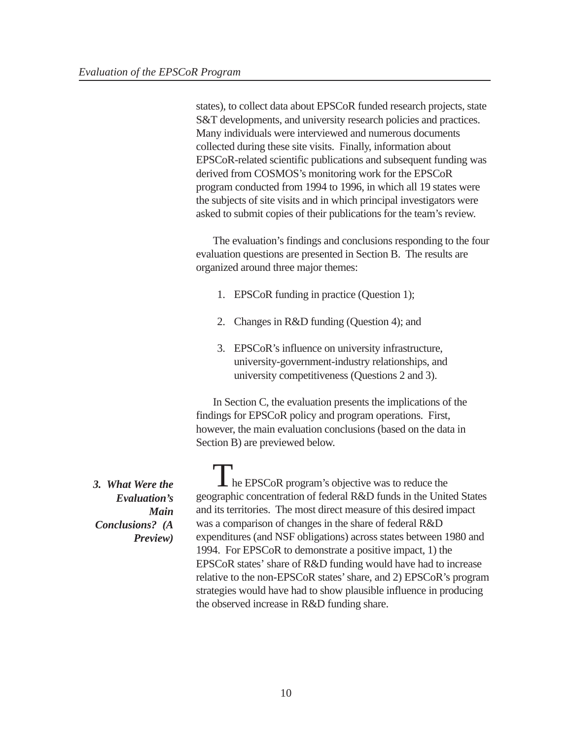states), to collect data about EPSCoR funded research projects, state S&T developments, and university research policies and practices. Many individuals were interviewed and numerous documents collected during these site visits. Finally, information about EPSCoR-related scientific publications and subsequent funding was derived from COSMOS's monitoring work for the EPSCoR program conducted from 1994 to 1996, in which all 19 states were the subjects of site visits and in which principal investigators were asked to submit copies of their publications for the team's review.

The evaluation's findings and conclusions responding to the four evaluation questions are presented in Section B. The results are organized around three major themes:

1. EPSCoR funding in practice (Question 1);
2. Changes in R&D funding (Question 4); and
3. EPSCoR's influence on university infrastructure, university-government-industry relationships, and university competitiveness (Questions 2 and 3).

In Section C, the evaluation presents the implications of the findings for EPSCoR policy and program operations. First, however, the main evaluation conclusions (based on the data in Section B) are previewed below.

### *3. What Were the Evaluation's Main Conclusions? (A Preview)*

The EPSCoR program's objective was to reduce the geographic concentration of federal R&D funds in the United States and its territories. The most direct measure of this desired impact was a comparison of changes in the share of federal R&D expenditures (and NSF obligations) across states between 1980 and 1994. For EPSCoR to demonstrate a positive impact, 1) the EPSCoR states' share of R&D funding would have had to increase relative to the non-EPSCoR states' share, and 2) EPSCoR's program strategies would have had to show plausible influence in producing the observed increase in R&D funding share.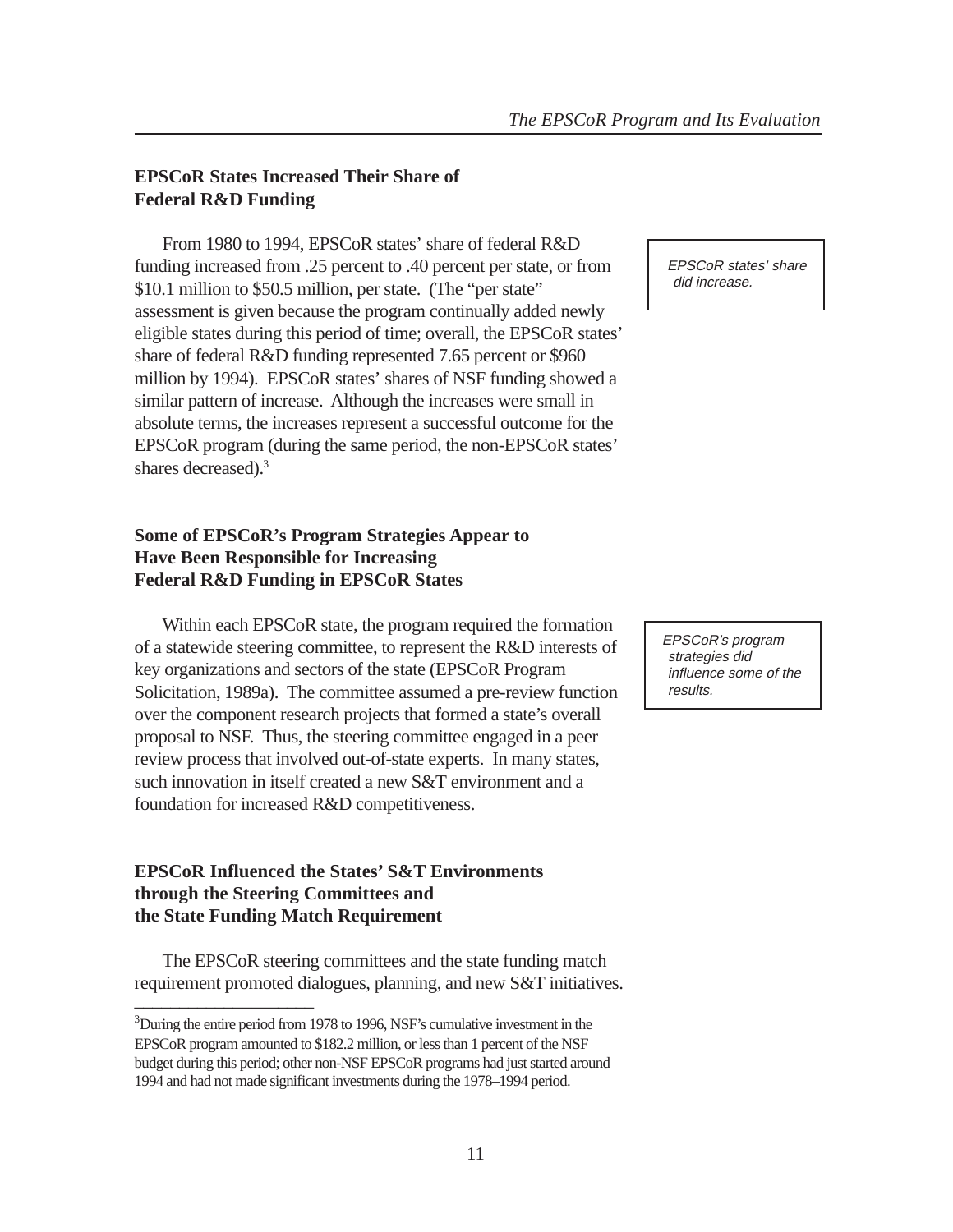### EPSCoR States Increased Their Share of Federal R&D Funding

From 1980 to 1994, EPSCoR states' share of federal R&D funding increased from .25 percent to .40 percent per state, or from $10.1 million to $50.5 million, per state. (The "per state" assessment is given because the program continually added newly eligible states during this period of time; overall, the EPSCoR states' share of federal R&D funding represented 7.65 percent or $960 million by 1994). EPSCoR states' shares of NSF funding showed a similar pattern of increase. Although the increases were small in absolute terms, the increases represent a successful outcome for the EPSCoR program (during the same period, the non-EPSCoR states' shares decreased).[3]

*EPSCoR states' share did increase.*

### Some of EPSCoR's Program Strategies Appear to Have Been Responsible for Increasing Federal R&D Funding in EPSCoR States

Within each EPSCoR state, the program required the formation of a statewide steering committee, to represent the R&D interests of key organizations and sectors of the state (EPSCoR Program Solicitation, 1989a). The committee assumed a pre-review function over the component research projects that formed a state's overall proposal to NSF. Thus, the steering committee engaged in a peer review process that involved out-of-state experts. In many states, such innovation in itself created a new S&T environment and a foundation for increased R&D competitiveness.

*EPSCoR's program strategies did influence some of the results.*

### EPSCoR Influenced the States' S&T Environments through the Steering Committees and the State Funding Match Requirement

The EPSCoR steering committees and the state funding match requirement promoted dialogues, planning, and new S&T initiatives.

---

[3] During the entire period from 1978 to 1996, NSF's cumulative investment in the EPSCoR program amounted to $182.2 million, or less than 1 percent of the NSF budget during this period; other non-NSF EPSCoR programs had just started around 1994 and had not made significant investments during the 1978–1994 period.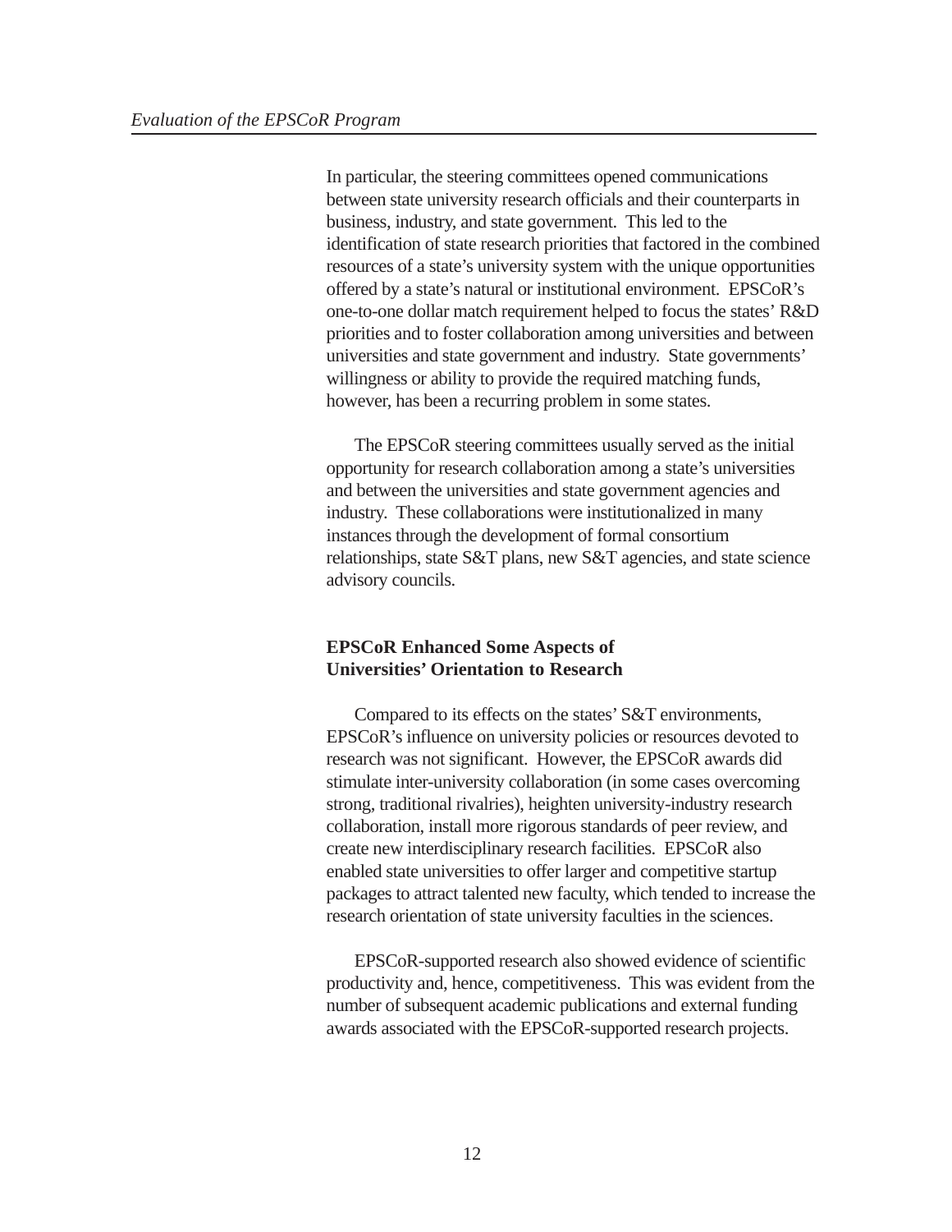In particular, the steering committees opened communications between state university research officials and their counterparts in business, industry, and state government. This led to the identification of state research priorities that factored in the combined resources of a state's university system with the unique opportunities offered by a state's natural or institutional environment. EPSCoR's one-to-one dollar match requirement helped to focus the states' R&D priorities and to foster collaboration among universities and between universities and state government and industry. State governments' willingness or ability to provide the required matching funds, however, has been a recurring problem in some states.

The EPSCoR steering committees usually served as the initial opportunity for research collaboration among a state's universities and between the universities and state government agencies and industry. These collaborations were institutionalized in many instances through the development of formal consortium relationships, state S&T plans, new S&T agencies, and state science advisory councils.

### EPSCoR Enhanced Some Aspects of Universities' Orientation to Research

Compared to its effects on the states' S&T environments, EPSCoR's influence on university policies or resources devoted to research was not significant. However, the EPSCoR awards did stimulate inter-university collaboration (in some cases overcoming strong, traditional rivalries), heighten university-industry research collaboration, install more rigorous standards of peer review, and create new interdisciplinary research facilities. EPSCoR also enabled state universities to offer larger and competitive startup packages to attract talented new faculty, which tended to increase the research orientation of state university faculties in the sciences.

EPSCoR-supported research also showed evidence of scientific productivity and, hence, competitiveness. This was evident from the number of subsequent academic publications and external funding awards associated with the EPSCoR-supported research projects.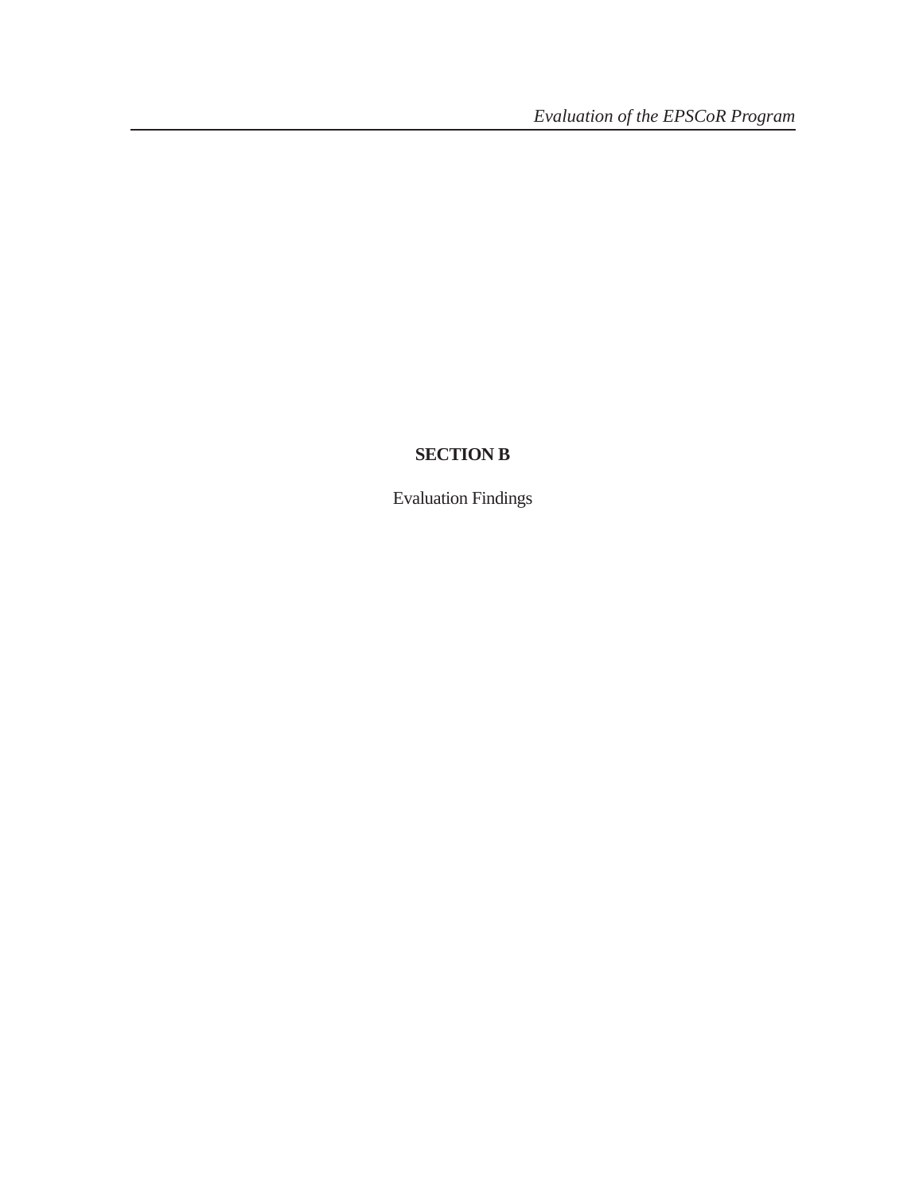# SECTION B

Evaluation Findings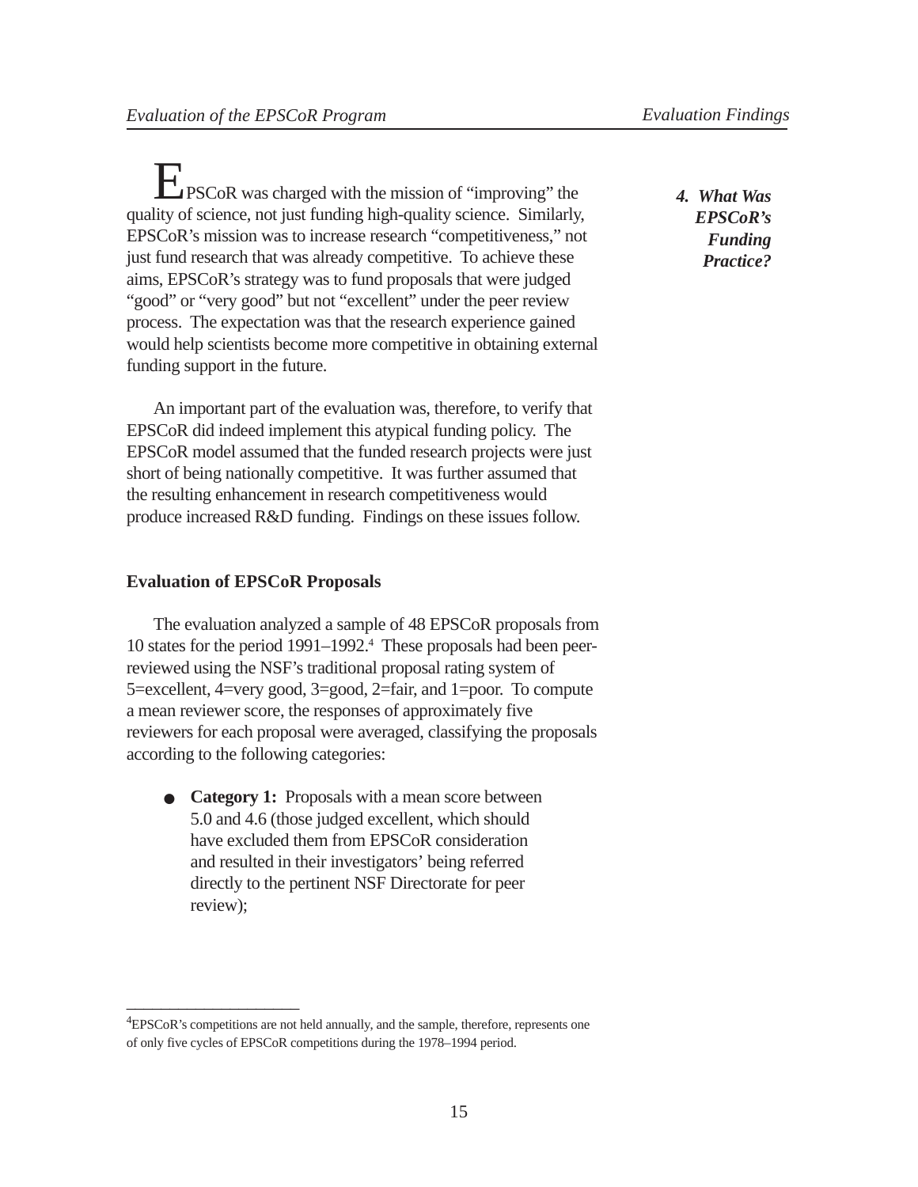### 4. What Was EPSCoR's Funding Practice?

EPSCoR was charged with the mission of "improving" the quality of science, not just funding high-quality science. Similarly, EPSCoR's mission was to increase research "competitiveness," not just fund research that was already competitive. To achieve these aims, EPSCoR's strategy was to fund proposals that were judged "good" or "very good" but not "excellent" under the peer review process. The expectation was that the research experience gained would help scientists become more competitive in obtaining external funding support in the future.

An important part of the evaluation was, therefore, to verify that EPSCoR did indeed implement this atypical funding policy. The EPSCoR model assumed that the funded research projects were just short of being nationally competitive. It was further assumed that the resulting enhancement in research competitiveness would produce increased R&D funding. Findings on these issues follow.

**Evaluation of EPSCoR Proposals**

The evaluation analyzed a sample of 48 EPSCoR proposals from 10 states for the period 1991–1992.[4] These proposals had been peer-reviewed using the NSF's traditional proposal rating system of 5=excellent, 4=very good, 3=good, 2=fair, and 1=poor. To compute a mean reviewer score, the responses of approximately five reviewers for each proposal were averaged, classifying the proposals according to the following categories:

- **Category 1:** Proposals with a mean score between 5.0 and 4.6 (those judged excellent, which should have excluded them from EPSCoR consideration and resulted in their investigators' being referred directly to the pertinent NSF Directorate for peer review);

---

[4] EPSCoR's competitions are not held annually, and the sample, therefore, represents one of only five cycles of EPSCoR competitions during the 1978–1994 period.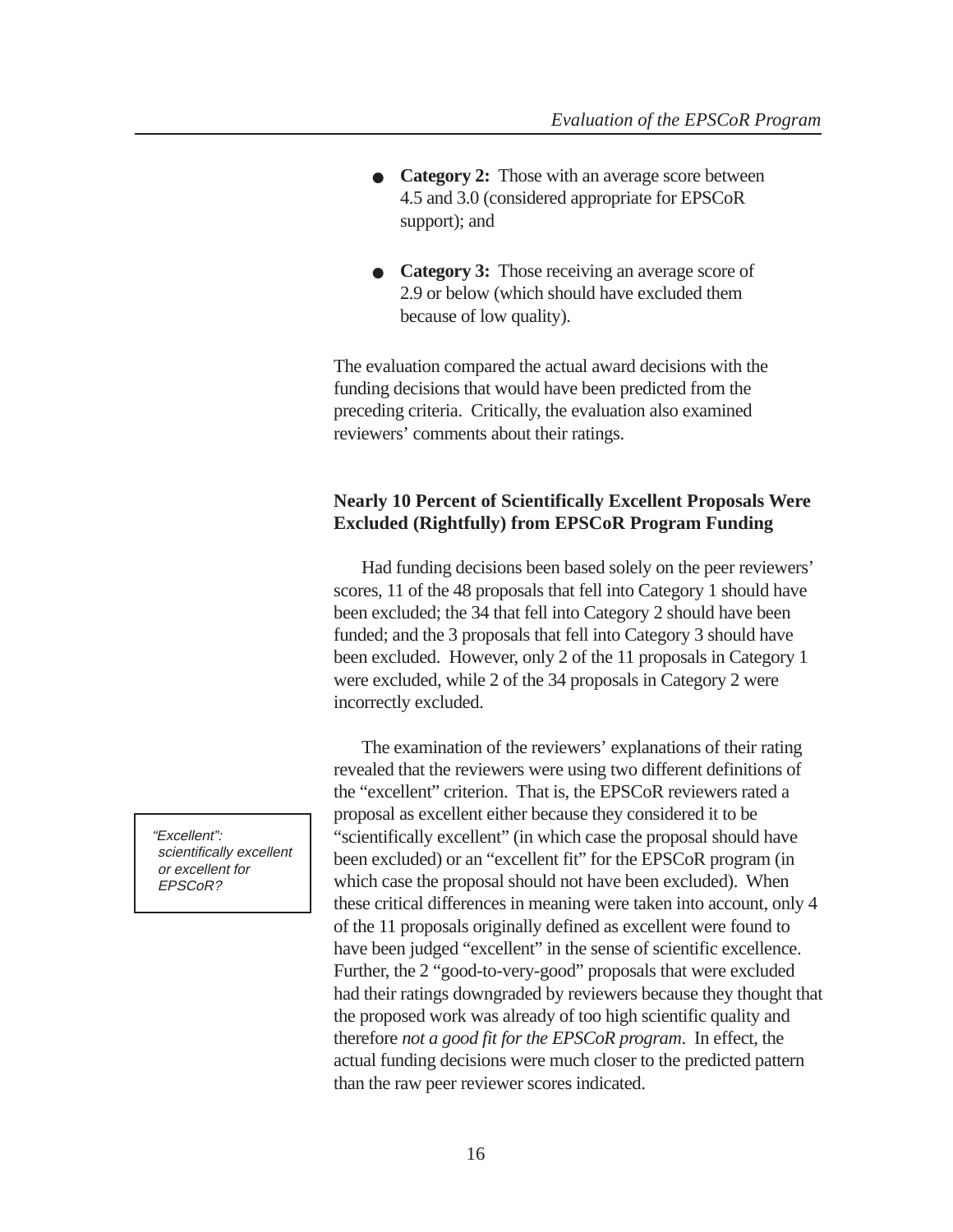- **Category 2:** Those with an average score between 4.5 and 3.0 (considered appropriate for EPSCoR support); and

- **Category 3:** Those receiving an average score of 2.9 or below (which should have excluded them because of low quality).

The evaluation compared the actual award decisions with the funding decisions that would have been predicted from the preceding criteria. Critically, the evaluation also examined reviewers' comments about their ratings.

### Nearly 10 Percent of Scientifically Excellent Proposals Were Excluded (Rightfully) from EPSCoR Program Funding

Had funding decisions been based solely on the peer reviewers' scores, 11 of the 48 proposals that fell into Category 1 should have been excluded; the 34 that fell into Category 2 should have been funded; and the 3 proposals that fell into Category 3 should have been excluded. However, only 2 of the 11 proposals in Category 1 were excluded, while 2 of the 34 proposals in Category 2 were incorrectly excluded.

*"Excellent": scientifically excellent or excellent for EPSCoR?*

The examination of the reviewers' explanations of their rating revealed that the reviewers were using two different definitions of the "excellent" criterion. That is, the EPSCoR reviewers rated a proposal as excellent either because they considered it to be "scientifically excellent" (in which case the proposal should have been excluded) or an "excellent fit" for the EPSCoR program (in which case the proposal should not have been excluded). When these critical differences in meaning were taken into account, only 4 of the 11 proposals originally defined as excellent were found to have been judged "excellent" in the sense of scientific excellence. Further, the 2 "good-to-very-good" proposals that were excluded had their ratings downgraded by reviewers because they thought that the proposed work was already of too high scientific quality and therefore *not a good fit for the EPSCoR program*. In effect, the actual funding decisions were much closer to the predicted pattern than the raw peer reviewer scores indicated.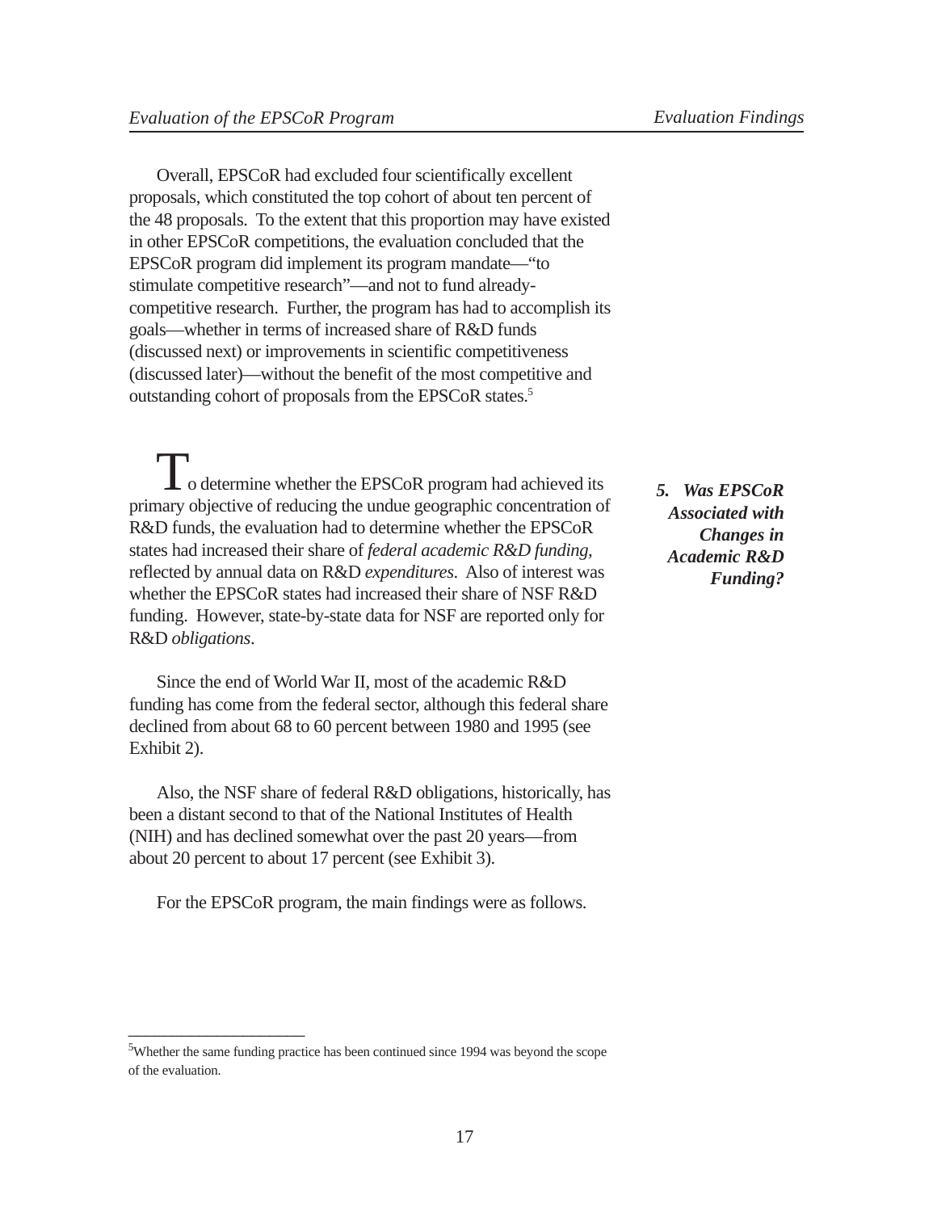Overall, EPSCoR had excluded four scientifically excellent proposals, which constituted the top cohort of about ten percent of the 48 proposals. To the extent that this proportion may have existed in other EPSCoR competitions, the evaluation concluded that the EPSCoR program did implement its program mandate—"to stimulate competitive research"—and not to fund already-competitive research. Further, the program has had to accomplish its goals—whether in terms of increased share of R&D funds (discussed next) or improvements in scientific competitiveness (discussed later)—without the benefit of the most competitive and outstanding cohort of proposals from the EPSCoR states.[5]

### *5. Was EPSCoR Associated with Changes in Academic R&D Funding?*

To determine whether the EPSCoR program had achieved its primary objective of reducing the undue geographic concentration of R&D funds, the evaluation had to determine whether the EPSCoR states had increased their share of *federal academic R&D funding,* reflected by annual data on R&D *expenditures*. Also of interest was whether the EPSCoR states had increased their share of NSF R&D funding. However, state-by-state data for NSF are reported only for R&D *obligations*.

Since the end of World War II, most of the academic R&D funding has come from the federal sector, although this federal share declined from about 68 to 60 percent between 1980 and 1995 (see Exhibit 2).

Also, the NSF share of federal R&D obligations, historically, has been a distant second to that of the National Institutes of Health (NIH) and has declined somewhat over the past 20 years—from about 20 percent to about 17 percent (see Exhibit 3).

For the EPSCoR program, the main findings were as follows.

---

[5]Whether the same funding practice has been continued since 1994 was beyond the scope of the evaluation.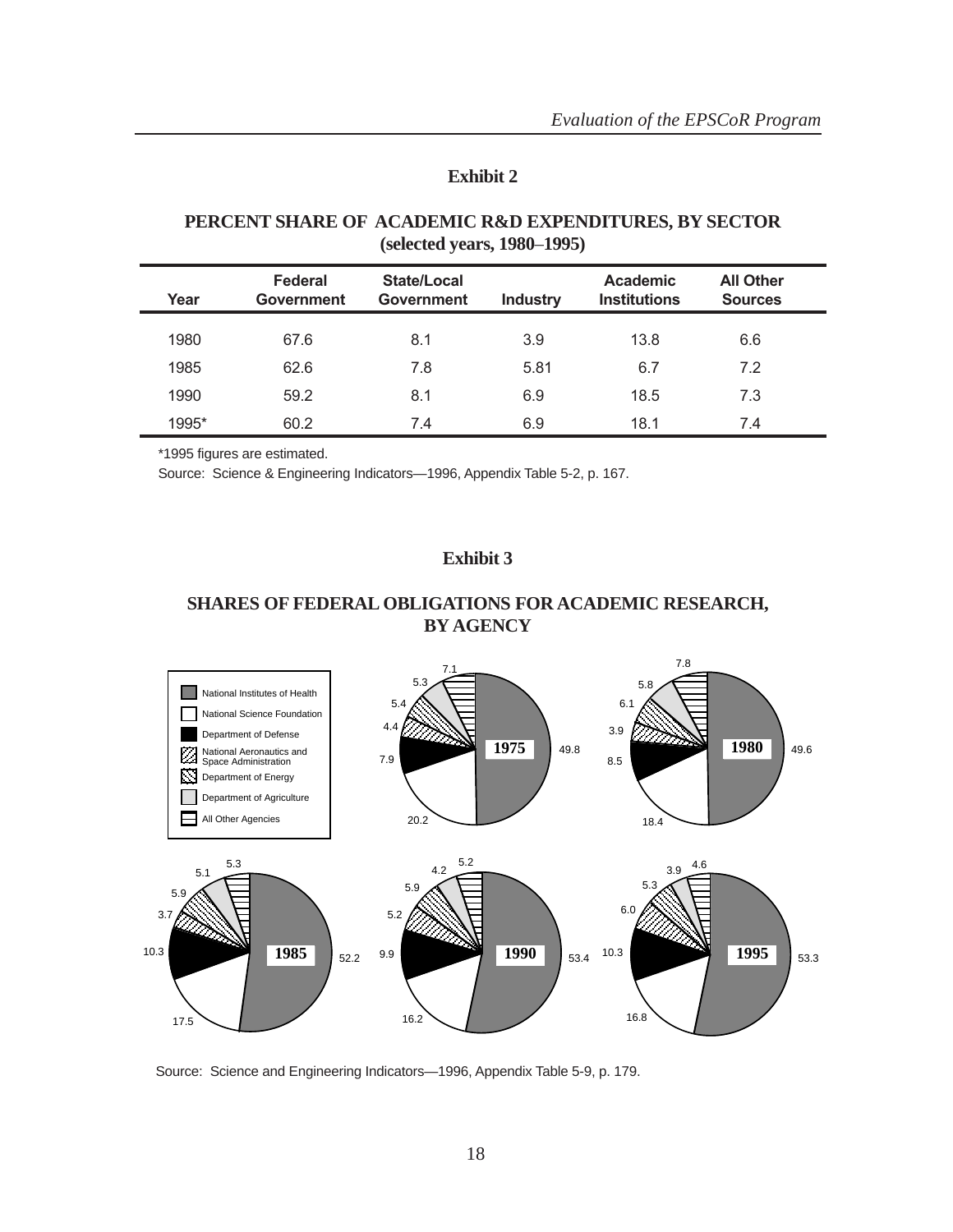## Exhibit 2

### PERCENT SHARE OF ACADEMIC R&D EXPENDITURES, BY SECTOR (selected years, 1980–1995)

| Year | Federal Government | State/Local Government | Industry | Academic Institutions | All Other Sources |
|---|---|---|---|---|---|
| 1980 | 67.6 | 8.1 | 3.9 | 13.8 | 6.6 |
| 1985 | 62.6 | 7.8 | 5.81 | 6.7 | 7.2 |
| 1990 | 59.2 | 8.1 | 6.9 | 18.5 | 7.3 |
| 1995* | 60.2 | 7.4 | 6.9 | 18.1 | 7.4 |

*1995 figures are estimated.

Source: Science & Engineering Indicators—1996, Appendix Table 5-2, p. 167.

## Exhibit 3

### SHARES OF FEDERAL OBLIGATIONS FOR ACADEMIC RESEARCH, BY AGENCY

| Agency | 1975 | 1980 | 1985 | 1990 | 1995 |
|---|---|---|---|---|---|
| National Institutes of Health | 49.8 | 49.6 | 52.2 | 53.4 | 53.3 |
| National Science Foundation | 20.2 | 18.4 | 17.5 | 16.2 | 16.8 |
| Department of Defense | 7.9 | 8.5 | 10.3 | 9.9 | 10.3 |
| National Aeronautics and Space Administration | 4.4 | 3.9 | 3.7 | 5.2 | 6.0 |
| Department of Energy | 5.4 | 6.1 | 5.9 | 5.9 | 5.3 |
| Department of Agriculture | 5.3 | 5.8 | 5.1 | 4.2 | 3.9 |
| All Other Agencies | 7.1 | 7.8 | 5.3 | 5.2 | 4.6 |

Source: Science and Engineering Indicators—1996, Appendix Table 5-9, p. 179.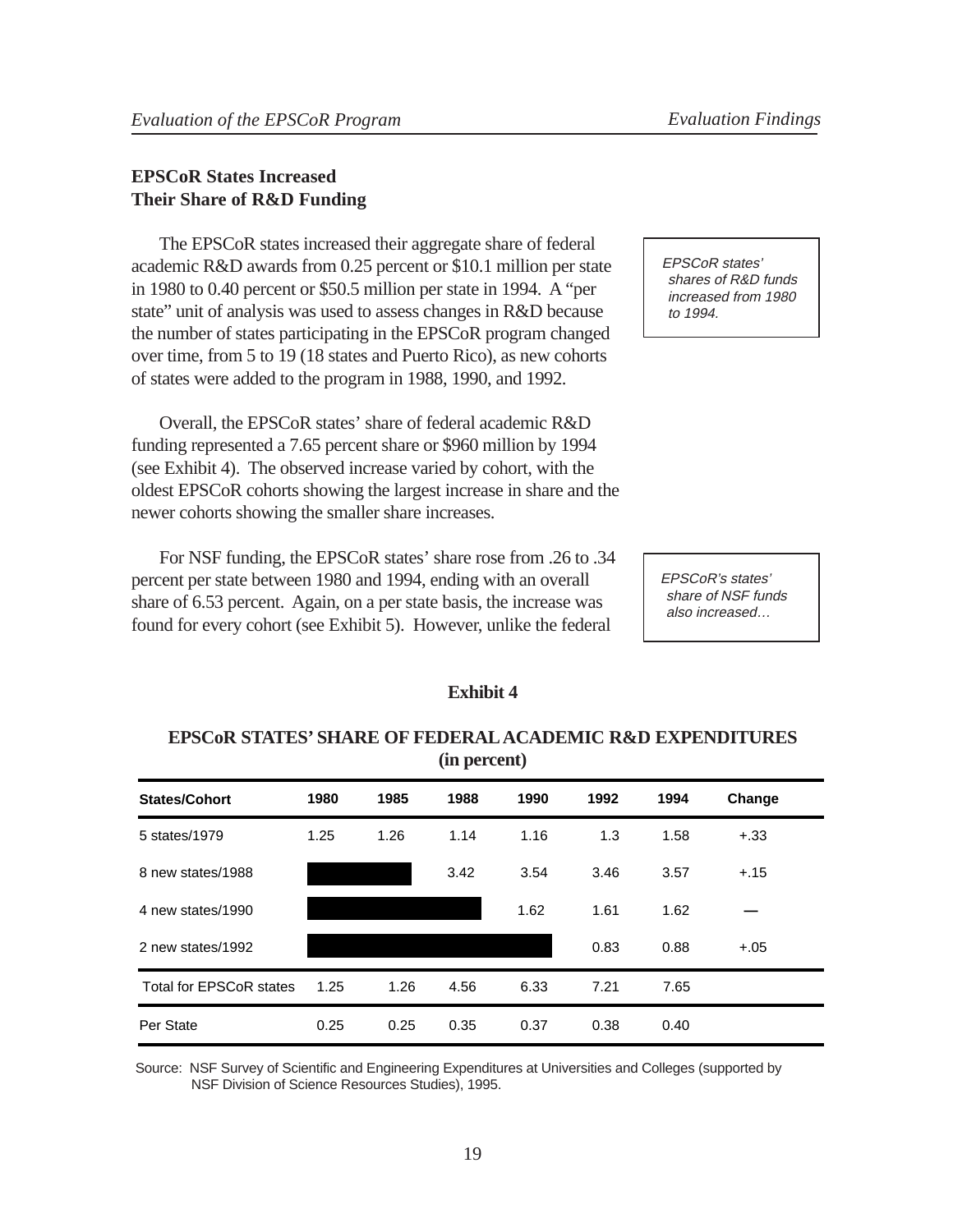## EPSCoR States Increased Their Share of R&D Funding

The EPSCoR states increased their aggregate share of federal academic R&D awards from 0.25 percent or $10.1 million per state in 1980 to 0.40 percent or $50.5 million per state in 1994. A "per state" unit of analysis was used to assess changes in R&D because the number of states participating in the EPSCoR program changed over time, from 5 to 19 (18 states and Puerto Rico), as new cohorts of states were added to the program in 1988, 1990, and 1992.

*EPSCoR states' shares of R&D funds increased from 1980 to 1994.*

Overall, the EPSCoR states' share of federal academic R&D funding represented a 7.65 percent share or $960 million by 1994 (see Exhibit 4). The observed increase varied by cohort, with the oldest EPSCoR cohorts showing the largest increase in share and the newer cohorts showing the smaller share increases.

For NSF funding, the EPSCoR states' share rose from .26 to .34 percent per state between 1980 and 1994, ending with an overall share of 6.53 percent. Again, on a per state basis, the increase was found for every cohort (see Exhibit 5). However, unlike the federal

*EPSCoR's states' share of NSF funds also increased…*

**Exhibit 4**

**EPSCoR STATES' SHARE OF FEDERAL ACADEMIC R&D EXPENDITURES (in percent)**

| States/Cohort | 1980 | 1985 | 1988 | 1990 | 1992 | 1994 | Change |
|---|---|---|---|---|---|---|---|
| 5 states/1979 | 1.25 | 1.26 | 1.14 | 1.16 | 1.3 | 1.58 | +.33 |
| 8 new states/1988 | | | 3.42 | 3.54 | 3.46 | 3.57 | +.15 |
| 4 new states/1990 | | | | 1.62 | 1.61 | 1.62 | — |
| 2 new states/1992 | | | | | 0.83 | 0.88 | +.05 |
| Total for EPSCoR states | 1.25 | 1.26 | 4.56 | 6.33 | 7.21 | 7.65 | |
| Per State | 0.25 | 0.25 | 0.35 | 0.37 | 0.38 | 0.40 | |

Source: NSF Survey of Scientific and Engineering Expenditures at Universities and Colleges (supported by NSF Division of Science Resources Studies), 1995.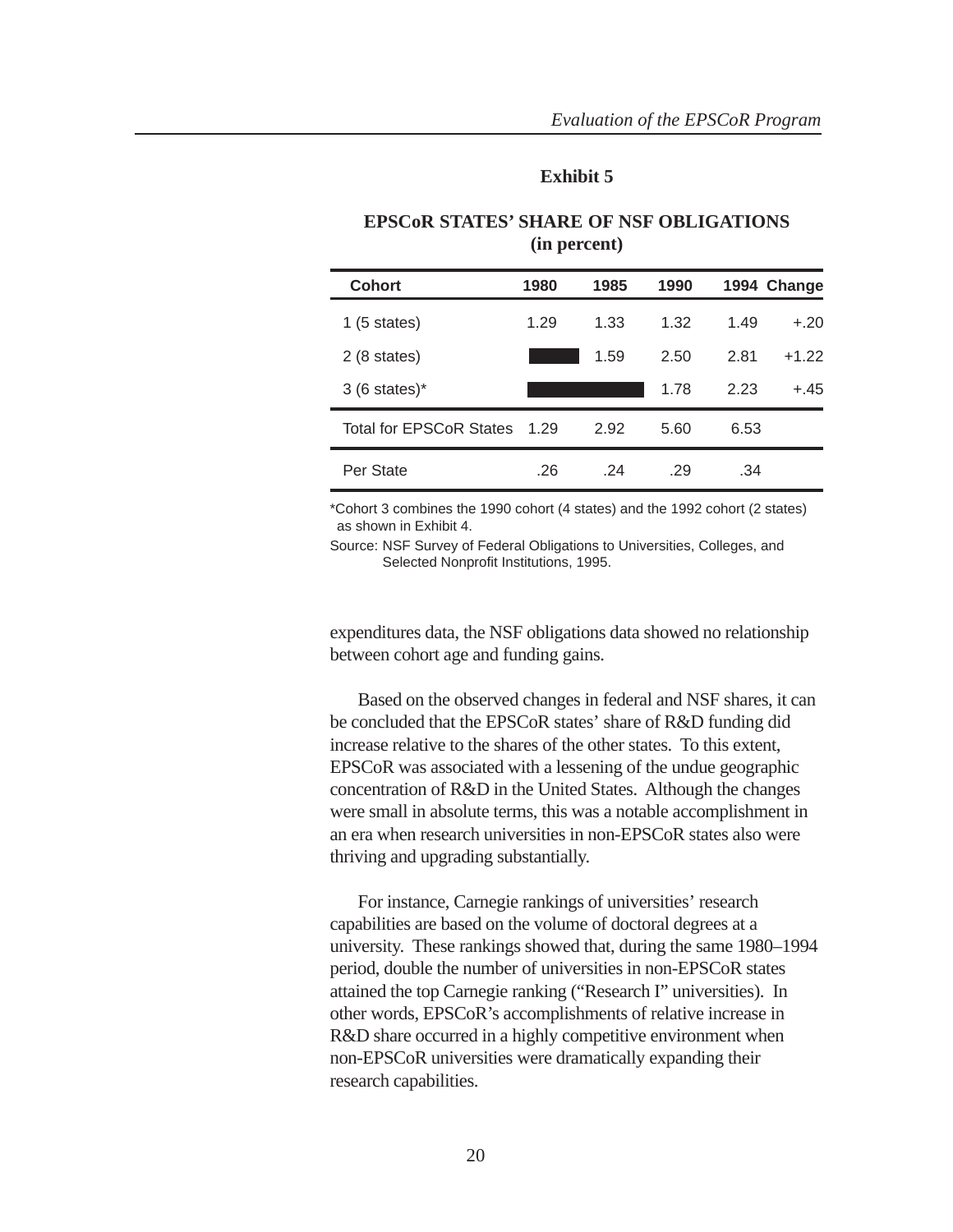**Exhibit 5**

**EPSCoR STATES' SHARE OF NSF OBLIGATIONS (in percent)**

| Cohort | 1980 | 1985 | 1990 | 1994 | Change |
|---|---|---|---|---|---|
| 1 (5 states) | 1.29 | 1.33 | 1.32 | 1.49 | +.20 |
| 2 (8 states) | | 1.59 | 2.50 | 2.81 | +1.22 |
| 3 (6 states)* | | | 1.78 | 2.23 | +.45 |
| Total for EPSCoR States | 1.29 | 2.92 | 5.60 | 6.53 | |
| Per State | .26 | .24 | .29 | .34 | |

*Cohort 3 combines the 1990 cohort (4 states) and the 1992 cohort (2 states) as shown in Exhibit 4.

Source: NSF Survey of Federal Obligations to Universities, Colleges, and Selected Nonprofit Institutions, 1995.

expenditures data, the NSF obligations data showed no relationship between cohort age and funding gains.

Based on the observed changes in federal and NSF shares, it can be concluded that the EPSCoR states' share of R&D funding did increase relative to the shares of the other states. To this extent, EPSCoR was associated with a lessening of the undue geographic concentration of R&D in the United States. Although the changes were small in absolute terms, this was a notable accomplishment in an era when research universities in non-EPSCoR states also were thriving and upgrading substantially.

For instance, Carnegie rankings of universities' research capabilities are based on the volume of doctoral degrees at a university. These rankings showed that, during the same 1980–1994 period, double the number of universities in non-EPSCoR states attained the top Carnegie ranking ("Research I" universities). In other words, EPSCoR's accomplishments of relative increase in R&D share occurred in a highly competitive environment when non-EPSCoR universities were dramatically expanding their research capabilities.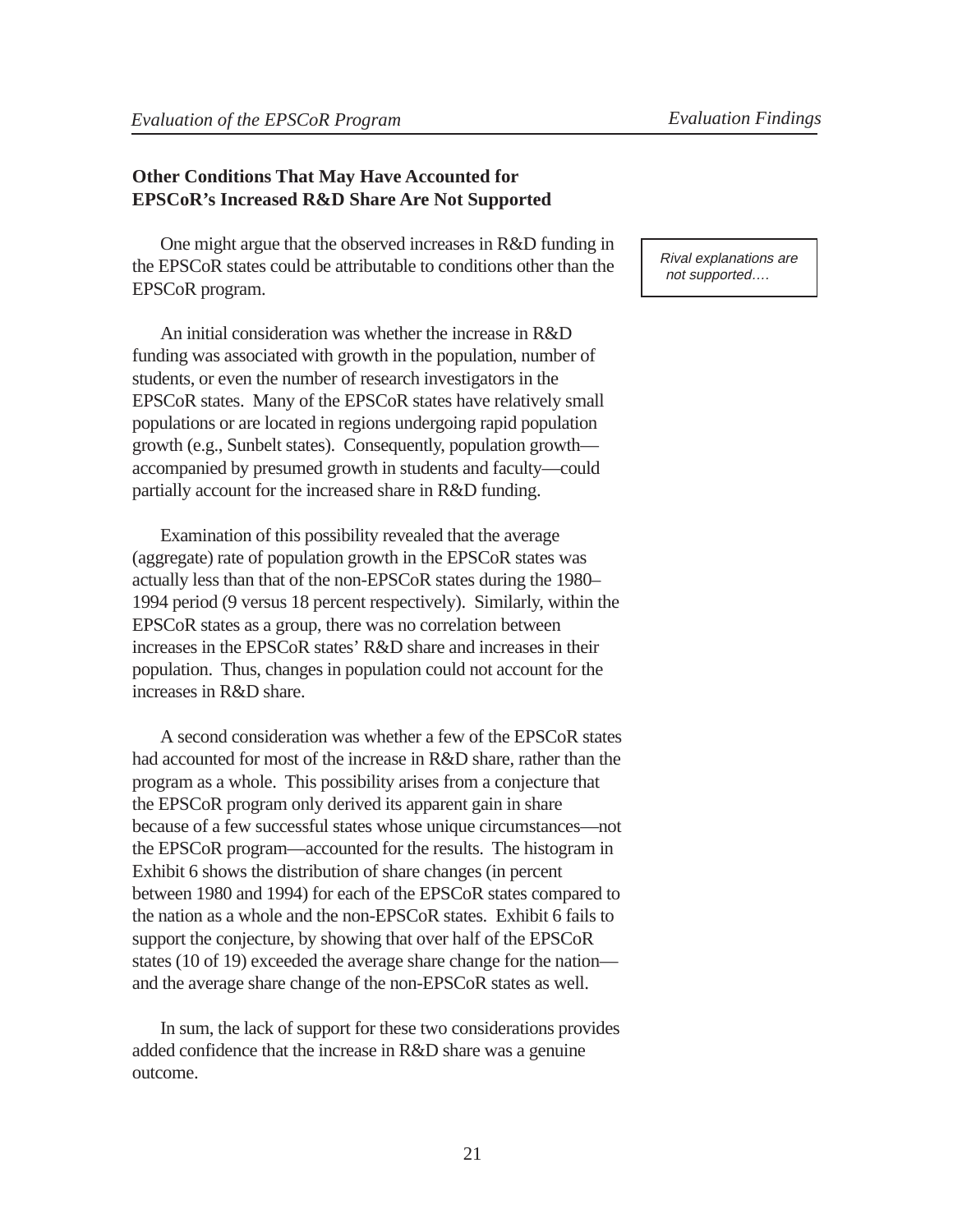## Other Conditions That May Have Accounted for EPSCoR's Increased R&D Share Are Not Supported

*Rival explanations are not supported….*

One might argue that the observed increases in R&D funding in the EPSCoR states could be attributable to conditions other than the EPSCoR program.

An initial consideration was whether the increase in R&D funding was associated with growth in the population, number of students, or even the number of research investigators in the EPSCoR states. Many of the EPSCoR states have relatively small populations or are located in regions undergoing rapid population growth (e.g., Sunbelt states). Consequently, population growth—accompanied by presumed growth in students and faculty—could partially account for the increased share in R&D funding.

Examination of this possibility revealed that the average (aggregate) rate of population growth in the EPSCoR states was actually less than that of the non-EPSCoR states during the 1980–1994 period (9 versus 18 percent respectively). Similarly, within the EPSCoR states as a group, there was no correlation between increases in the EPSCoR states' R&D share and increases in their population. Thus, changes in population could not account for the increases in R&D share.

A second consideration was whether a few of the EPSCoR states had accounted for most of the increase in R&D share, rather than the program as a whole. This possibility arises from a conjecture that the EPSCoR program only derived its apparent gain in share because of a few successful states whose unique circumstances—not the EPSCoR program—accounted for the results. The histogram in Exhibit 6 shows the distribution of share changes (in percent between 1980 and 1994) for each of the EPSCoR states compared to the nation as a whole and the non-EPSCoR states. Exhibit 6 fails to support the conjecture, by showing that over half of the EPSCoR states (10 of 19) exceeded the average share change for the nation—and the average share change of the non-EPSCoR states as well.

In sum, the lack of support for these two considerations provides added confidence that the increase in R&D share was a genuine outcome.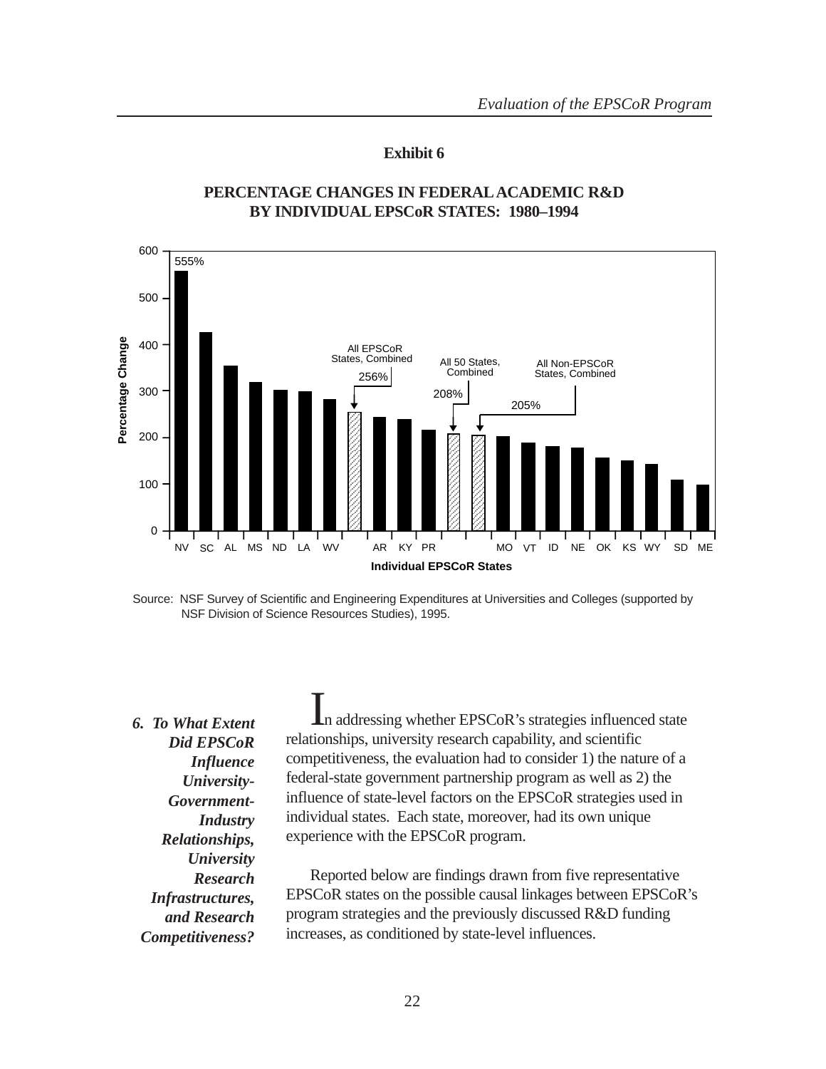**Exhibit 6**

**PERCENTAGE CHANGES IN FEDERAL ACADEMIC R&D BY INDIVIDUAL EPSCoR STATES: 1980–1994**

Source: NSF Survey of Scientific and Engineering Expenditures at Universities and Colleges (supported by NSF Division of Science Resources Studies), 1995.

### *6. To What Extent Did EPSCoR Influence University-Government-Industry Relationships, University Research Infrastructures, and Research Competitiveness?*

In addressing whether EPSCoR's strategies influenced state relationships, university research capability, and scientific competitiveness, the evaluation had to consider 1) the nature of a federal-state government partnership program as well as 2) the influence of state-level factors on the EPSCoR strategies used in individual states. Each state, moreover, had its own unique experience with the EPSCoR program.

Reported below are findings drawn from five representative EPSCoR states on the possible causal linkages between EPSCoR's program strategies and the previously discussed R&D funding increases, as conditioned by state-level influences.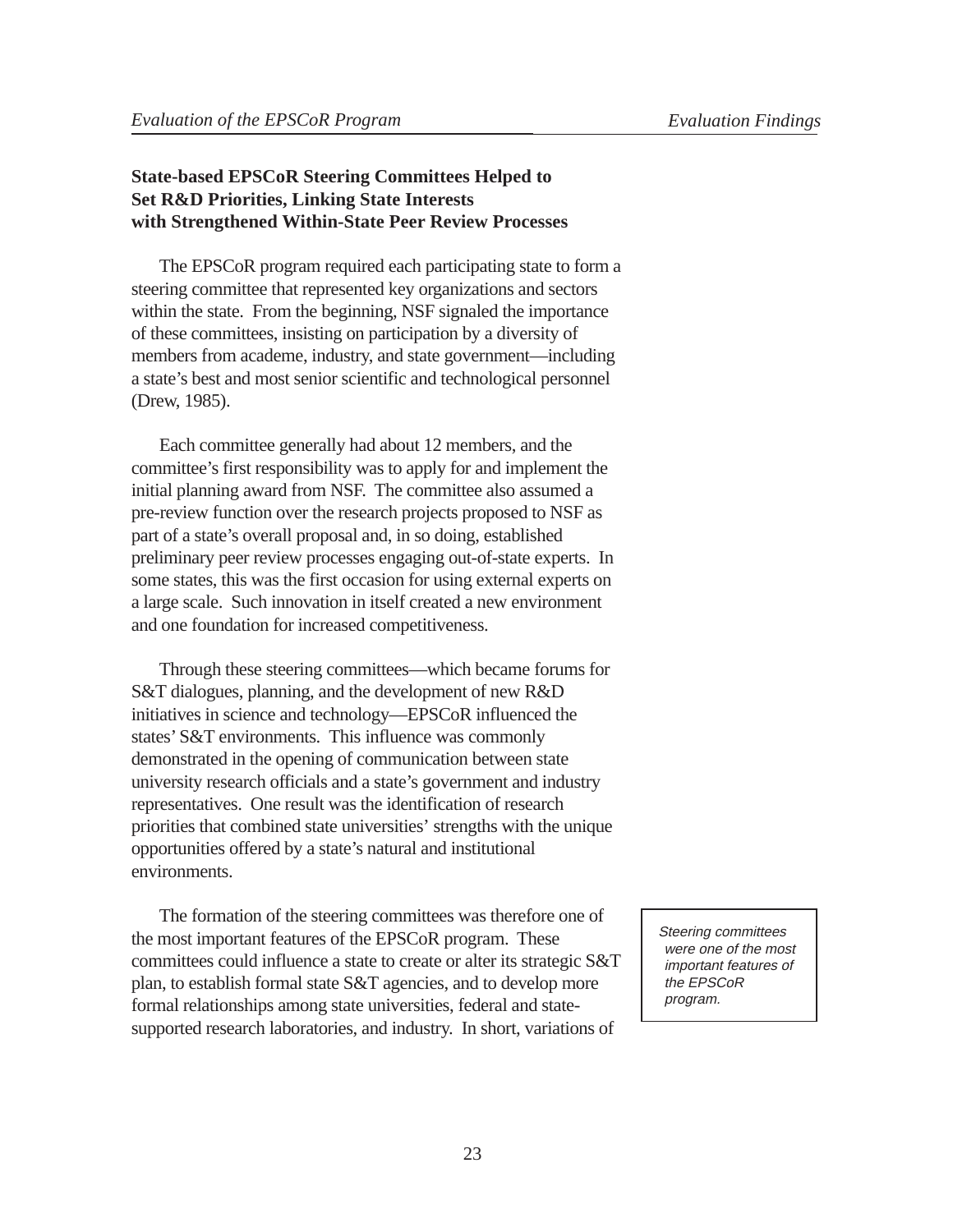### State-based EPSCoR Steering Committees Helped to Set R&D Priorities, Linking State Interests with Strengthened Within-State Peer Review Processes

The EPSCoR program required each participating state to form a steering committee that represented key organizations and sectors within the state. From the beginning, NSF signaled the importance of these committees, insisting on participation by a diversity of members from academe, industry, and state government—including a state's best and most senior scientific and technological personnel (Drew, 1985).

Each committee generally had about 12 members, and the committee's first responsibility was to apply for and implement the initial planning award from NSF. The committee also assumed a pre-review function over the research projects proposed to NSF as part of a state's overall proposal and, in so doing, established preliminary peer review processes engaging out-of-state experts. In some states, this was the first occasion for using external experts on a large scale. Such innovation in itself created a new environment and one foundation for increased competitiveness.

Through these steering committees—which became forums for S&T dialogues, planning, and the development of new R&D initiatives in science and technology—EPSCoR influenced the states' S&T environments. This influence was commonly demonstrated in the opening of communication between state university research officials and a state's government and industry representatives. One result was the identification of research priorities that combined state universities' strengths with the unique opportunities offered by a state's natural and institutional environments.

The formation of the steering committees was therefore one of the most important features of the EPSCoR program. These committees could influence a state to create or alter its strategic S&T plan, to establish formal state S&T agencies, and to develop more formal relationships among state universities, federal and state-supported research laboratories, and industry. In short, variations of

> *Steering committees were one of the most important features of the EPSCoR program.*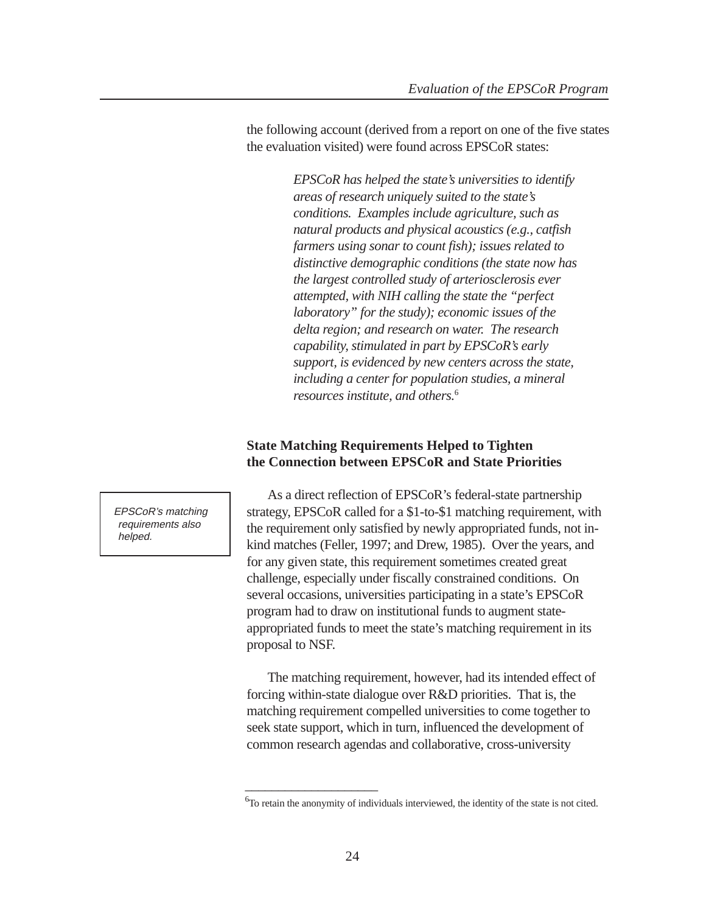the following account (derived from a report on one of the five states the evaluation visited) were found across EPSCoR states:

> *EPSCoR has helped the state's universities to identify areas of research uniquely suited to the state's conditions. Examples include agriculture, such as natural products and physical acoustics (e.g., catfish farmers using sonar to count fish); issues related to distinctive demographic conditions (the state now has the largest controlled study of arteriosclerosis ever attempted, with NIH calling the state the "perfect laboratory" for the study); economic issues of the delta region; and research on water. The research capability, stimulated in part by EPSCoR's early support, is evidenced by new centers across the state, including a center for population studies, a mineral resources institute, and others.*[6]

### State Matching Requirements Helped to Tighten the Connection between EPSCoR and State Priorities

*EPSCoR's matching requirements also helped.*

As a direct reflection of EPSCoR's federal-state partnership strategy, EPSCoR called for a $1-to-$1 matching requirement, with the requirement only satisfied by newly appropriated funds, not in-kind matches (Feller, 1997; and Drew, 1985). Over the years, and for any given state, this requirement sometimes created great challenge, especially under fiscally constrained conditions. On several occasions, universities participating in a state's EPSCoR program had to draw on institutional funds to augment state-appropriated funds to meet the state's matching requirement in its proposal to NSF.

The matching requirement, however, had its intended effect of forcing within-state dialogue over R&D priorities. That is, the matching requirement compelled universities to come together to seek state support, which in turn, influenced the development of common research agendas and collaborative, cross-university

---

[6]To retain the anonymity of individuals interviewed, the identity of the state is not cited.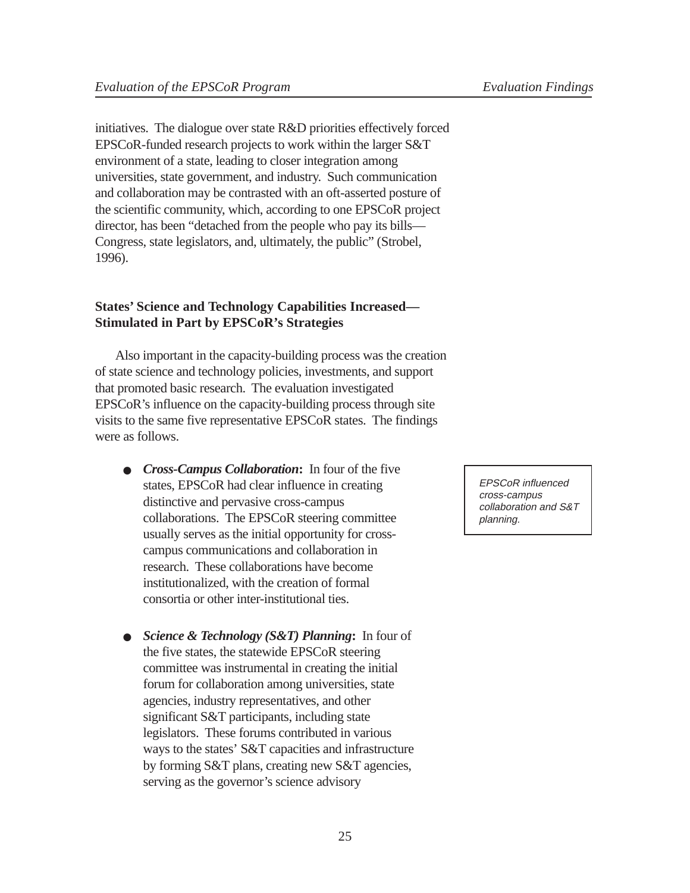initiatives. The dialogue over state R&D priorities effectively forced EPSCoR-funded research projects to work within the larger S&T environment of a state, leading to closer integration among universities, state government, and industry. Such communication and collaboration may be contrasted with an oft-asserted posture of the scientific community, which, according to one EPSCoR project director, has been "detached from the people who pay its bills—Congress, state legislators, and, ultimately, the public" (Strobel, 1996).

### States' Science and Technology Capabilities Increased—Stimulated in Part by EPSCoR's Strategies

Also important in the capacity-building process was the creation of state science and technology policies, investments, and support that promoted basic research. The evaluation investigated EPSCoR's influence on the capacity-building process through site visits to the same five representative EPSCoR states. The findings were as follows.

*EPSCoR influenced cross-campus collaboration and S&T planning.*

- ***Cross-Campus Collaboration*:** In four of the five states, EPSCoR had clear influence in creating distinctive and pervasive cross-campus collaborations. The EPSCoR steering committee usually serves as the initial opportunity for cross-campus communications and collaboration in research. These collaborations have become institutionalized, with the creation of formal consortia or other inter-institutional ties.

- ***Science & Technology (S&T) Planning*:** In four of the five states, the statewide EPSCoR steering committee was instrumental in creating the initial forum for collaboration among universities, state agencies, industry representatives, and other significant S&T participants, including state legislators. These forums contributed in various ways to the states' S&T capacities and infrastructure by forming S&T plans, creating new S&T agencies, serving as the governor's science advisory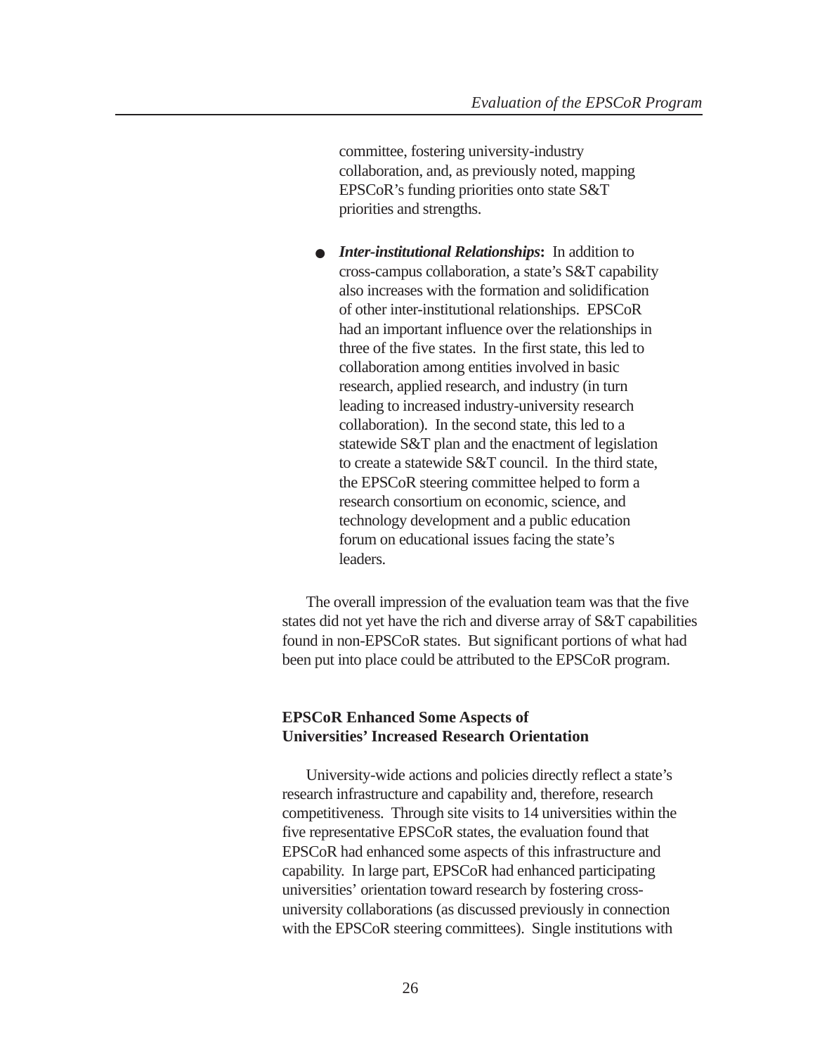committee, fostering university-industry collaboration, and, as previously noted, mapping EPSCoR's funding priorities onto state S&T priorities and strengths.

- ***Inter-institutional Relationships*:** In addition to cross-campus collaboration, a state's S&T capability also increases with the formation and solidification of other inter-institutional relationships. EPSCoR had an important influence over the relationships in three of the five states. In the first state, this led to collaboration among entities involved in basic research, applied research, and industry (in turn leading to increased industry-university research collaboration). In the second state, this led to a statewide S&T plan and the enactment of legislation to create a statewide S&T council. In the third state, the EPSCoR steering committee helped to form a research consortium on economic, science, and technology development and a public education forum on educational issues facing the state's leaders.

The overall impression of the evaluation team was that the five states did not yet have the rich and diverse array of S&T capabilities found in non-EPSCoR states. But significant portions of what had been put into place could be attributed to the EPSCoR program.

### EPSCoR Enhanced Some Aspects of Universities' Increased Research Orientation

University-wide actions and policies directly reflect a state's research infrastructure and capability and, therefore, research competitiveness. Through site visits to 14 universities within the five representative EPSCoR states, the evaluation found that EPSCoR had enhanced some aspects of this infrastructure and capability. In large part, EPSCoR had enhanced participating universities' orientation toward research by fostering cross-university collaborations (as discussed previously in connection with the EPSCoR steering committees). Single institutions with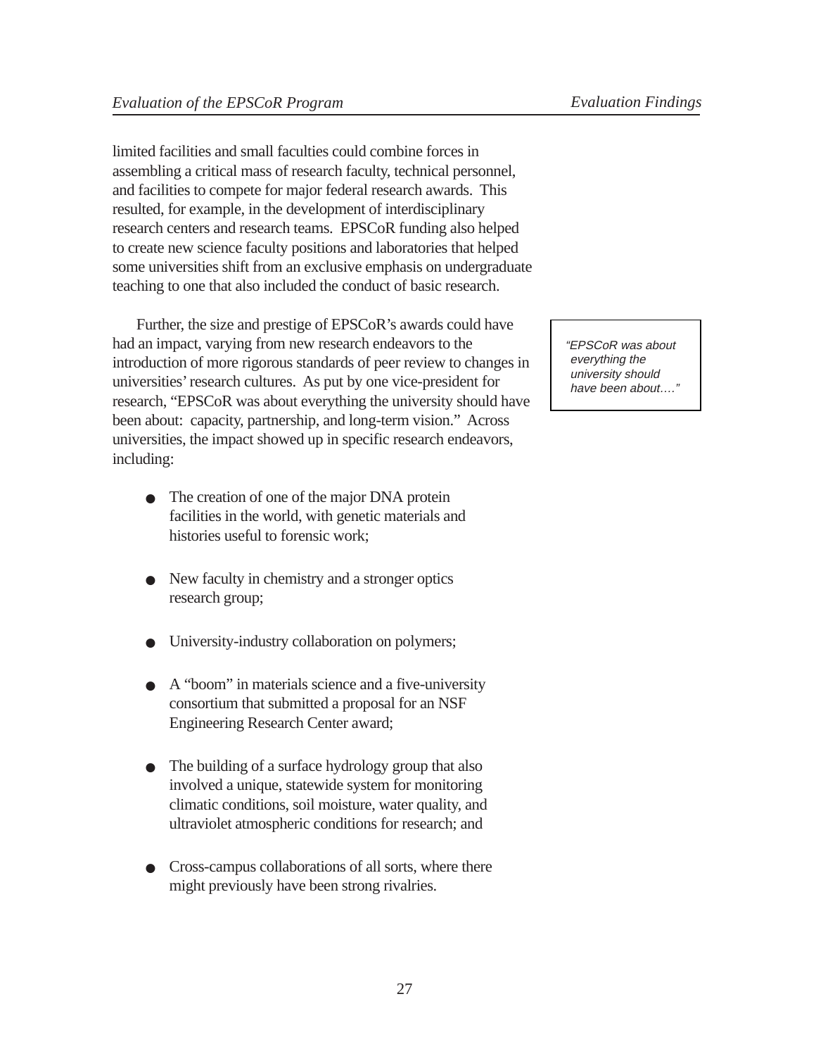limited facilities and small faculties could combine forces in assembling a critical mass of research faculty, technical personnel, and facilities to compete for major federal research awards. This resulted, for example, in the development of interdisciplinary research centers and research teams. EPSCoR funding also helped to create new science faculty positions and laboratories that helped some universities shift from an exclusive emphasis on undergraduate teaching to one that also included the conduct of basic research.

Further, the size and prestige of EPSCoR's awards could have had an impact, varying from new research endeavors to the introduction of more rigorous standards of peer review to changes in universities' research cultures. As put by one vice-president for research, "EPSCoR was about everything the university should have been about: capacity, partnership, and long-term vision." Across universities, the impact showed up in specific research endeavors, including:

> *"EPSCoR was about everything the university should have been about…."*

- The creation of one of the major DNA protein facilities in the world, with genetic materials and histories useful to forensic work;
- New faculty in chemistry and a stronger optics research group;
- University-industry collaboration on polymers;
- A "boom" in materials science and a five-university consortium that submitted a proposal for an NSF Engineering Research Center award;
- The building of a surface hydrology group that also involved a unique, statewide system for monitoring climatic conditions, soil moisture, water quality, and ultraviolet atmospheric conditions for research; and
- Cross-campus collaborations of all sorts, where there might previously have been strong rivalries.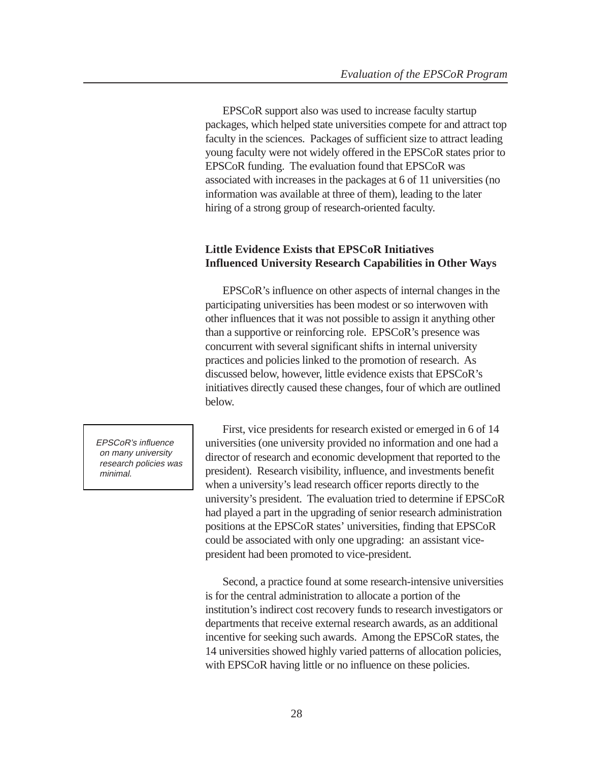EPSCoR support also was used to increase faculty startup packages, which helped state universities compete for and attract top faculty in the sciences. Packages of sufficient size to attract leading young faculty were not widely offered in the EPSCoR states prior to EPSCoR funding. The evaluation found that EPSCoR was associated with increases in the packages at 6 of 11 universities (no information was available at three of them), leading to the later hiring of a strong group of research-oriented faculty.

### Little Evidence Exists that EPSCoR Initiatives Influenced University Research Capabilities in Other Ways

EPSCoR's influence on other aspects of internal changes in the participating universities has been modest or so interwoven with other influences that it was not possible to assign it anything other than a supportive or reinforcing role. EPSCoR's presence was concurrent with several significant shifts in internal university practices and policies linked to the promotion of research. As discussed below, however, little evidence exists that EPSCoR's initiatives directly caused these changes, four of which are outlined below.

*EPSCoR's influence on many university research policies was minimal.*

First, vice presidents for research existed or emerged in 6 of 14 universities (one university provided no information and one had a director of research and economic development that reported to the president). Research visibility, influence, and investments benefit when a university's lead research officer reports directly to the university's president. The evaluation tried to determine if EPSCoR had played a part in the upgrading of senior research administration positions at the EPSCoR states' universities, finding that EPSCoR could be associated with only one upgrading: an assistant vice-president had been promoted to vice-president.

Second, a practice found at some research-intensive universities is for the central administration to allocate a portion of the institution's indirect cost recovery funds to research investigators or departments that receive external research awards, as an additional incentive for seeking such awards. Among the EPSCoR states, the 14 universities showed highly varied patterns of allocation policies, with EPSCoR having little or no influence on these policies.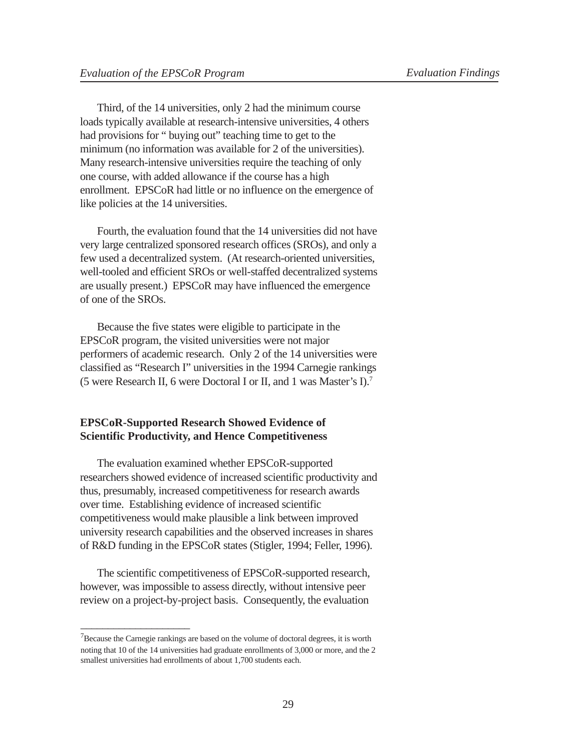Third, of the 14 universities, only 2 had the minimum course loads typically available at research-intensive universities, 4 others had provisions for " buying out" teaching time to get to the minimum (no information was available for 2 of the universities). Many research-intensive universities require the teaching of only one course, with added allowance if the course has a high enrollment. EPSCoR had little or no influence on the emergence of like policies at the 14 universities.

Fourth, the evaluation found that the 14 universities did not have very large centralized sponsored research offices (SROs), and only a few used a decentralized system. (At research-oriented universities, well-tooled and efficient SROs or well-staffed decentralized systems are usually present.) EPSCoR may have influenced the emergence of one of the SROs.

Because the five states were eligible to participate in the EPSCoR program, the visited universities were not major performers of academic research. Only 2 of the 14 universities were classified as "Research I" universities in the 1994 Carnegie rankings (5 were Research II, 6 were Doctoral I or II, and 1 was Master's I).[7]

## EPSCoR-Supported Research Showed Evidence of Scientific Productivity, and Hence Competitiveness

The evaluation examined whether EPSCoR-supported researchers showed evidence of increased scientific productivity and thus, presumably, increased competitiveness for research awards over time. Establishing evidence of increased scientific competitiveness would make plausible a link between improved university research capabilities and the observed increases in shares of R&D funding in the EPSCoR states (Stigler, 1994; Feller, 1996).

The scientific competitiveness of EPSCoR-supported research, however, was impossible to assess directly, without intensive peer review on a project-by-project basis. Consequently, the evaluation

---

[7]Because the Carnegie rankings are based on the volume of doctoral degrees, it is worth noting that 10 of the 14 universities had graduate enrollments of 3,000 or more, and the 2 smallest universities had enrollments of about 1,700 students each.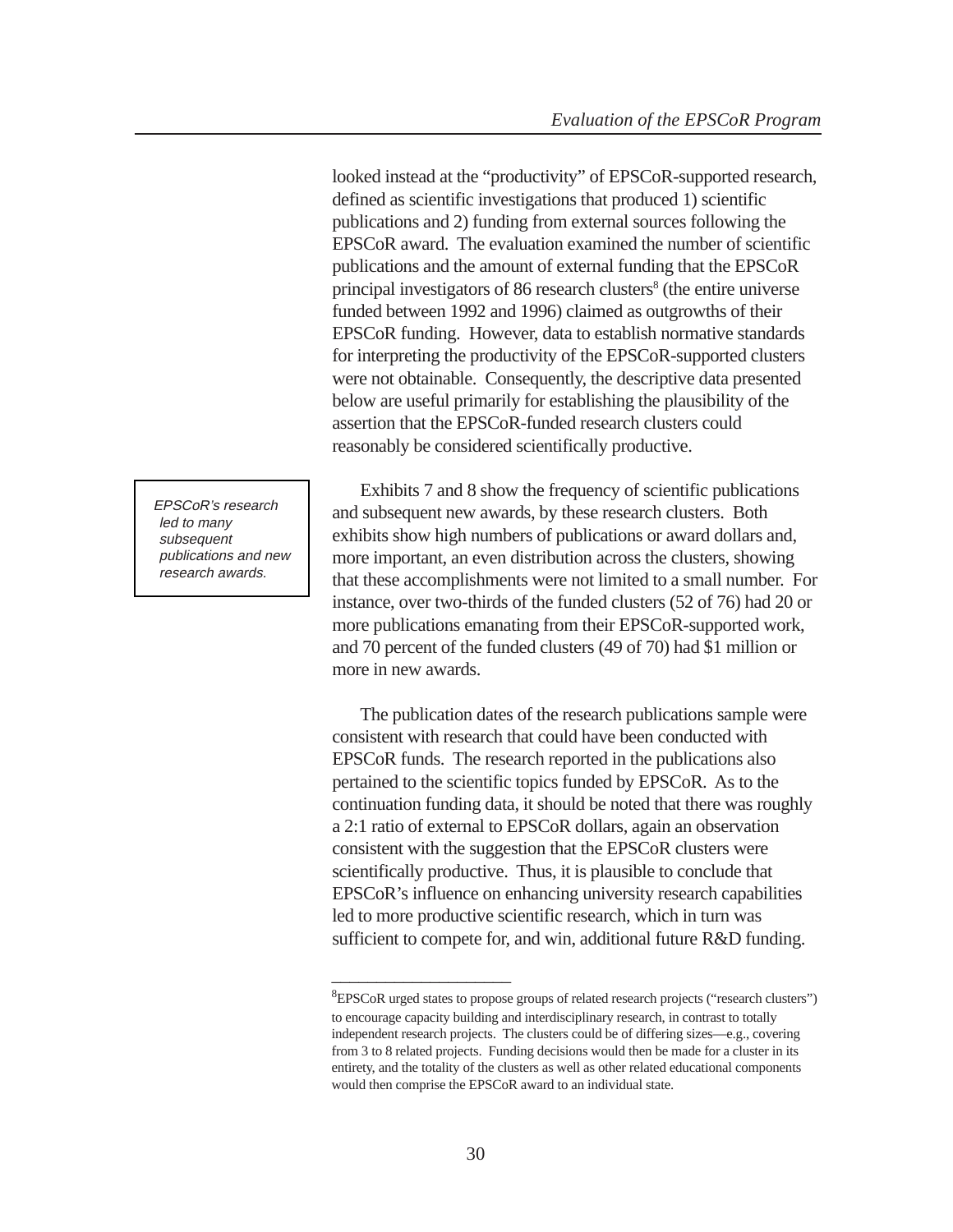looked instead at the "productivity" of EPSCoR-supported research, defined as scientific investigations that produced 1) scientific publications and 2) funding from external sources following the EPSCoR award. The evaluation examined the number of scientific publications and the amount of external funding that the EPSCoR principal investigators of 86 research clusters[8] (the entire universe funded between 1992 and 1996) claimed as outgrowths of their EPSCoR funding. However, data to establish normative standards for interpreting the productivity of the EPSCoR-supported clusters were not obtainable. Consequently, the descriptive data presented below are useful primarily for establishing the plausibility of the assertion that the EPSCoR-funded research clusters could reasonably be considered scientifically productive.

> *EPSCoR's research led to many subsequent publications and new research awards.*

Exhibits 7 and 8 show the frequency of scientific publications and subsequent new awards, by these research clusters. Both exhibits show high numbers of publications or award dollars and, more important, an even distribution across the clusters, showing that these accomplishments were not limited to a small number. For instance, over two-thirds of the funded clusters (52 of 76) had 20 or more publications emanating from their EPSCoR-supported work, and 70 percent of the funded clusters (49 of 70) had $1 million or more in new awards.

The publication dates of the research publications sample were consistent with research that could have been conducted with EPSCoR funds. The research reported in the publications also pertained to the scientific topics funded by EPSCoR. As to the continuation funding data, it should be noted that there was roughly a 2:1 ratio of external to EPSCoR dollars, again an observation consistent with the suggestion that the EPSCoR clusters were scientifically productive. Thus, it is plausible to conclude that EPSCoR's influence on enhancing university research capabilities led to more productive scientific research, which in turn was sufficient to compete for, and win, additional future R&D funding.

---

[8] EPSCoR urged states to propose groups of related research projects ("research clusters") to encourage capacity building and interdisciplinary research, in contrast to totally independent research projects. The clusters could be of differing sizes—e.g., covering from 3 to 8 related projects. Funding decisions would then be made for a cluster in its entirety, and the totality of the clusters as well as other related educational components would then comprise the EPSCoR award to an individual state.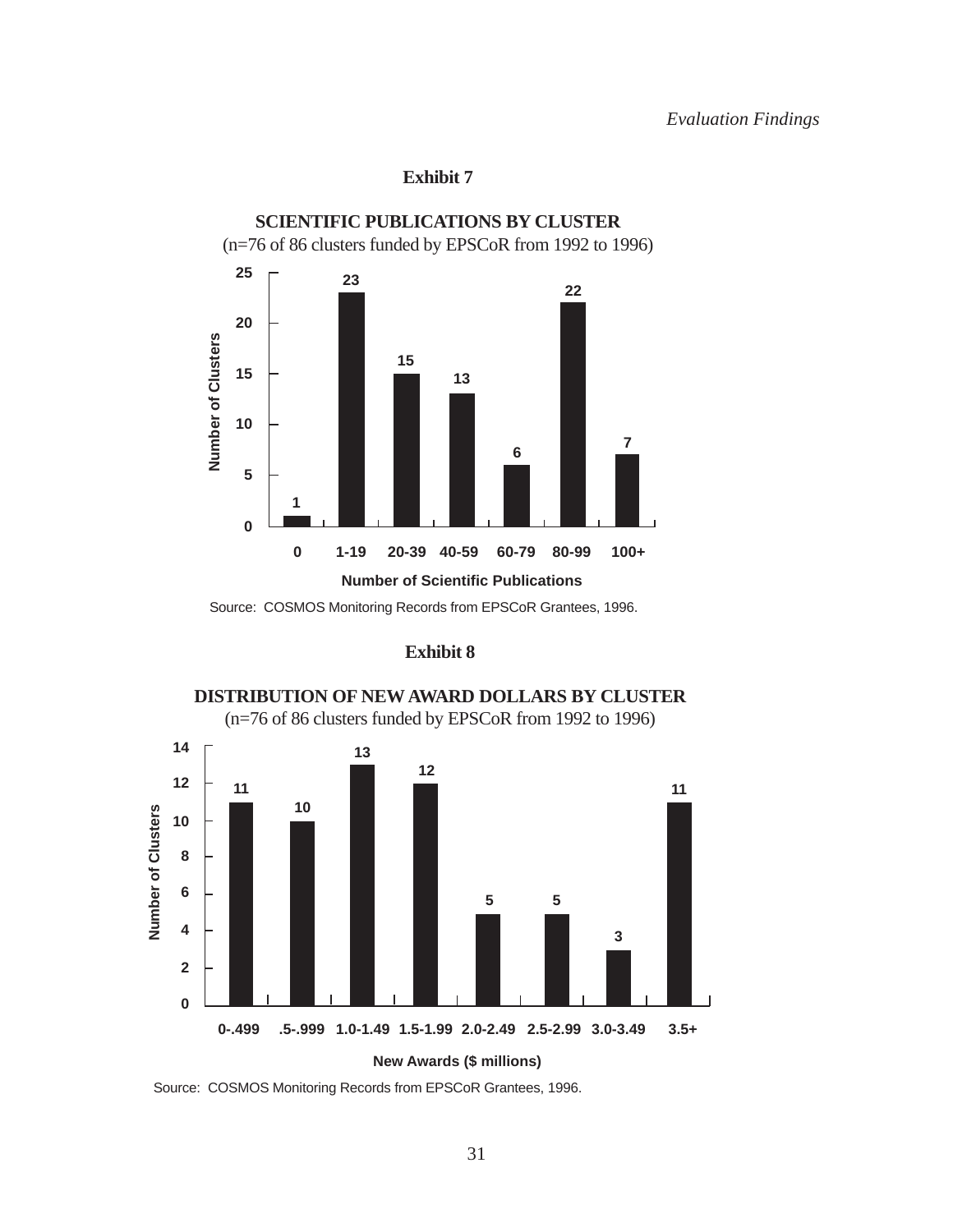**Exhibit 7**

**SCIENTIFIC PUBLICATIONS BY CLUSTER**

(n=76 of 86 clusters funded by EPSCoR from 1992 to 1996)

| Number of Scientific Publications | Number of Clusters |
|---|---|
| 0 | 1 |
| 1-19 | 23 |
| 20-39 | 15 |
| 40-59 | 13 |
| 60-79 | 6 |
| 80-99 | 22 |
| 100+ | 7 |

Source: COSMOS Monitoring Records from EPSCoR Grantees, 1996.

**Exhibit 8**

**DISTRIBUTION OF NEW AWARD DOLLARS BY CLUSTER**

(n=76 of 86 clusters funded by EPSCoR from 1992 to 1996)

| New Awards ($ millions) | Number of Clusters |
|---|---|
| 0-.499 | 11 |
| .5-.999 | 10 |
| 1.0-1.49 | 13 |
| 1.5-1.99 | 12 |
| 2.0-2.49 | 5 |
| 2.5-2.99 | 5 |
| 3.0-3.49 | 3 |
| 3.5+ | 11 |

Source: COSMOS Monitoring Records from EPSCoR Grantees, 1996.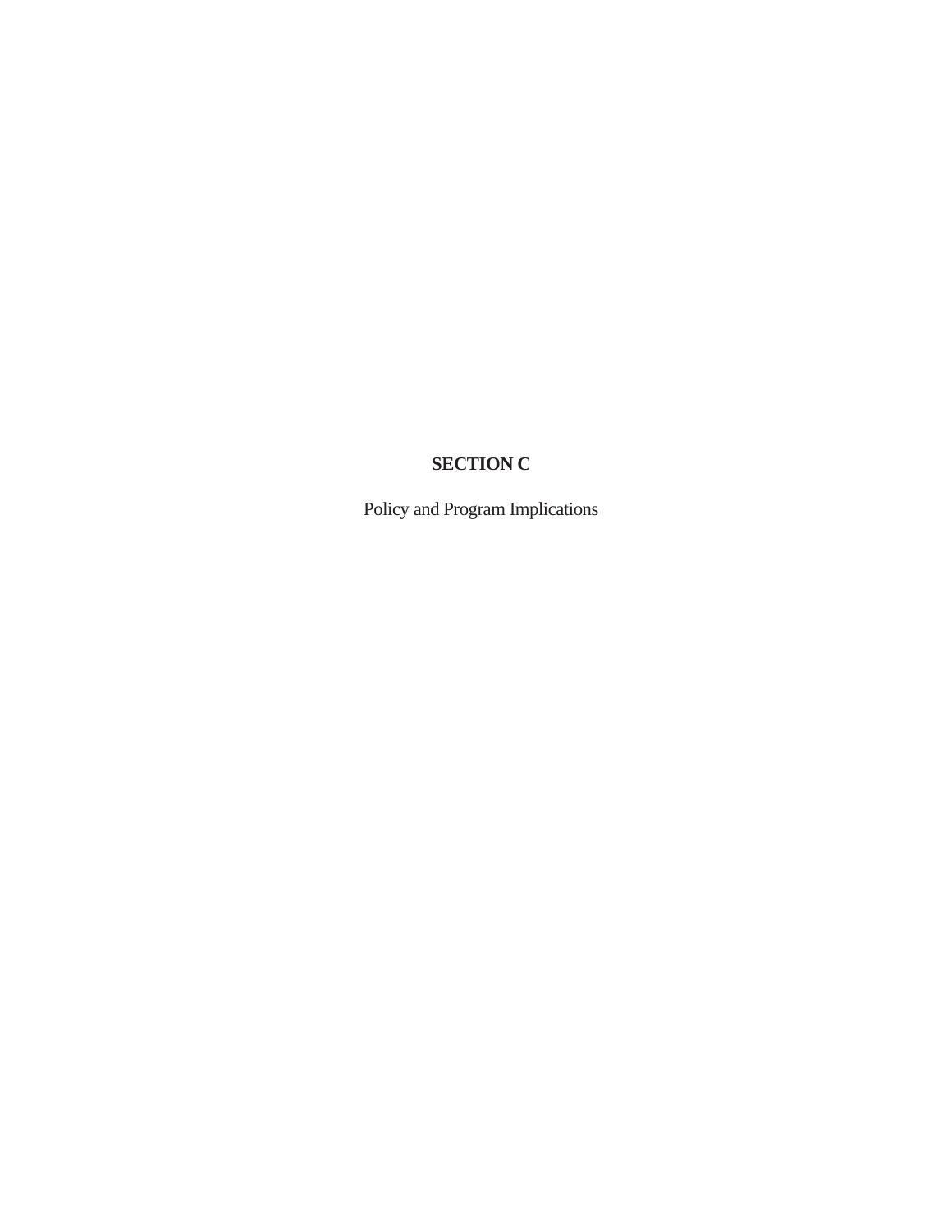# SECTION C

Policy and Program Implications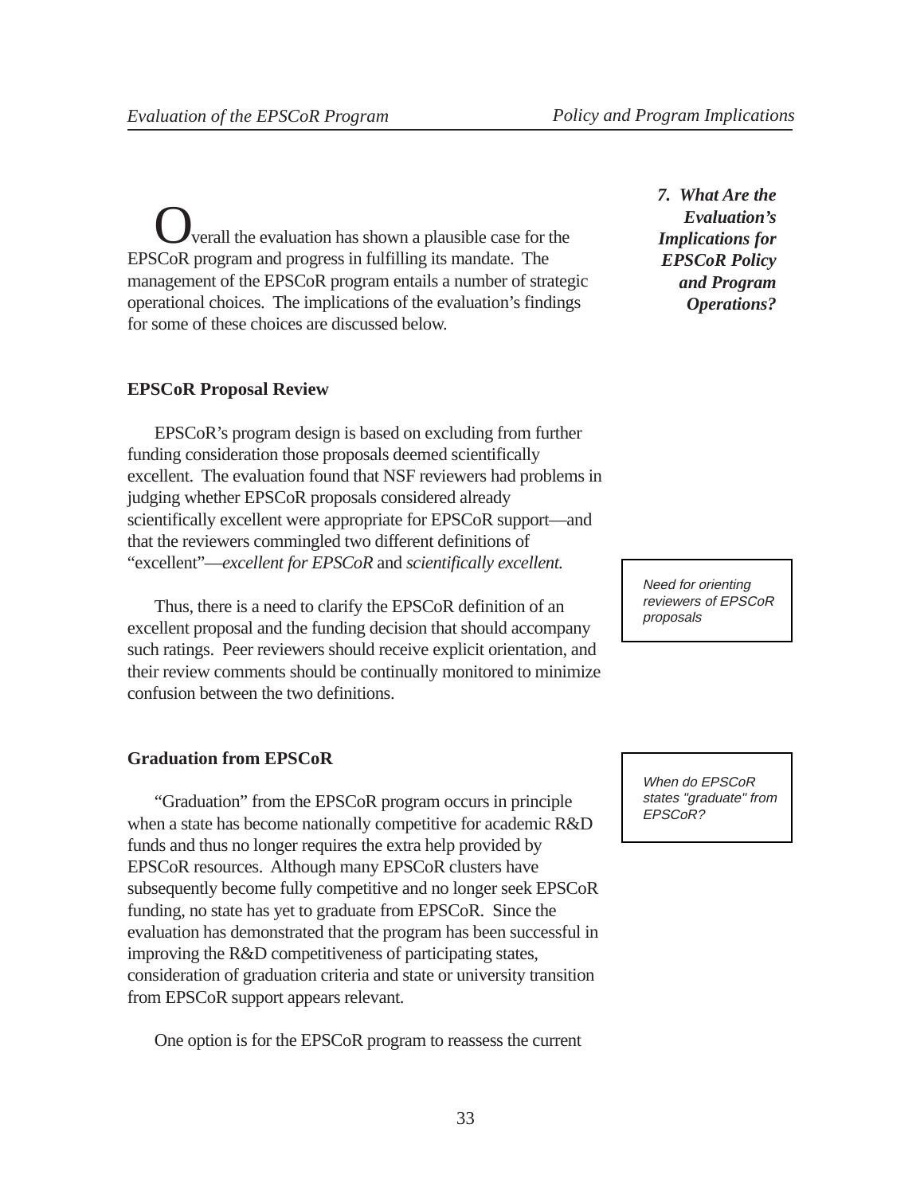## *7. What Are the Evaluation's Implications for EPSCoR Policy and Program Operations?*

Overall the evaluation has shown a plausible case for the EPSCoR program and progress in fulfilling its mandate. The management of the EPSCoR program entails a number of strategic operational choices. The implications of the evaluation's findings for some of these choices are discussed below.

### EPSCoR Proposal Review

EPSCoR's program design is based on excluding from further funding consideration those proposals deemed scientifically excellent. The evaluation found that NSF reviewers had problems in judging whether EPSCoR proposals considered already scientifically excellent were appropriate for EPSCoR support—and that the reviewers commingled two different definitions of "excellent"—*excellent for EPSCoR* and *scientifically excellent.*

*Need for orienting reviewers of EPSCoR proposals*

Thus, there is a need to clarify the EPSCoR definition of an excellent proposal and the funding decision that should accompany such ratings. Peer reviewers should receive explicit orientation, and their review comments should be continually monitored to minimize confusion between the two definitions.

### Graduation from EPSCoR

*When do EPSCoR states "graduate" from EPSCoR?*

"Graduation" from the EPSCoR program occurs in principle when a state has become nationally competitive for academic R&D funds and thus no longer requires the extra help provided by EPSCoR resources. Although many EPSCoR clusters have subsequently become fully competitive and no longer seek EPSCoR funding, no state has yet to graduate from EPSCoR. Since the evaluation has demonstrated that the program has been successful in improving the R&D competitiveness of participating states, consideration of graduation criteria and state or university transition from EPSCoR support appears relevant.

One option is for the EPSCoR program to reassess the current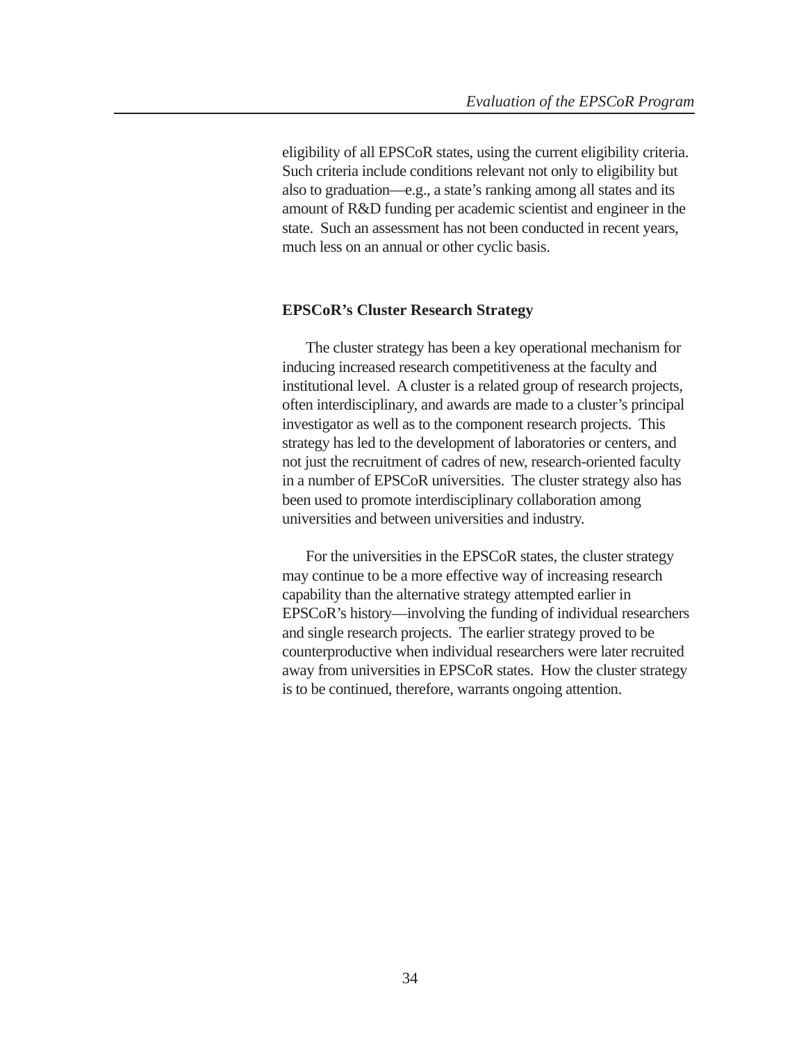eligibility of all EPSCoR states, using the current eligibility criteria. Such criteria include conditions relevant not only to eligibility but also to graduation—e.g., a state's ranking among all states and its amount of R&D funding per academic scientist and engineer in the state. Such an assessment has not been conducted in recent years, much less on an annual or other cyclic basis.

### EPSCoR's Cluster Research Strategy

The cluster strategy has been a key operational mechanism for inducing increased research competitiveness at the faculty and institutional level. A cluster is a related group of research projects, often interdisciplinary, and awards are made to a cluster's principal investigator as well as to the component research projects. This strategy has led to the development of laboratories or centers, and not just the recruitment of cadres of new, research-oriented faculty in a number of EPSCoR universities. The cluster strategy also has been used to promote interdisciplinary collaboration among universities and between universities and industry.

For the universities in the EPSCoR states, the cluster strategy may continue to be a more effective way of increasing research capability than the alternative strategy attempted earlier in EPSCoR's history—involving the funding of individual researchers and single research projects. The earlier strategy proved to be counterproductive when individual researchers were later recruited away from universities in EPSCoR states. How the cluster strategy is to be continued, therefore, warrants ongoing attention.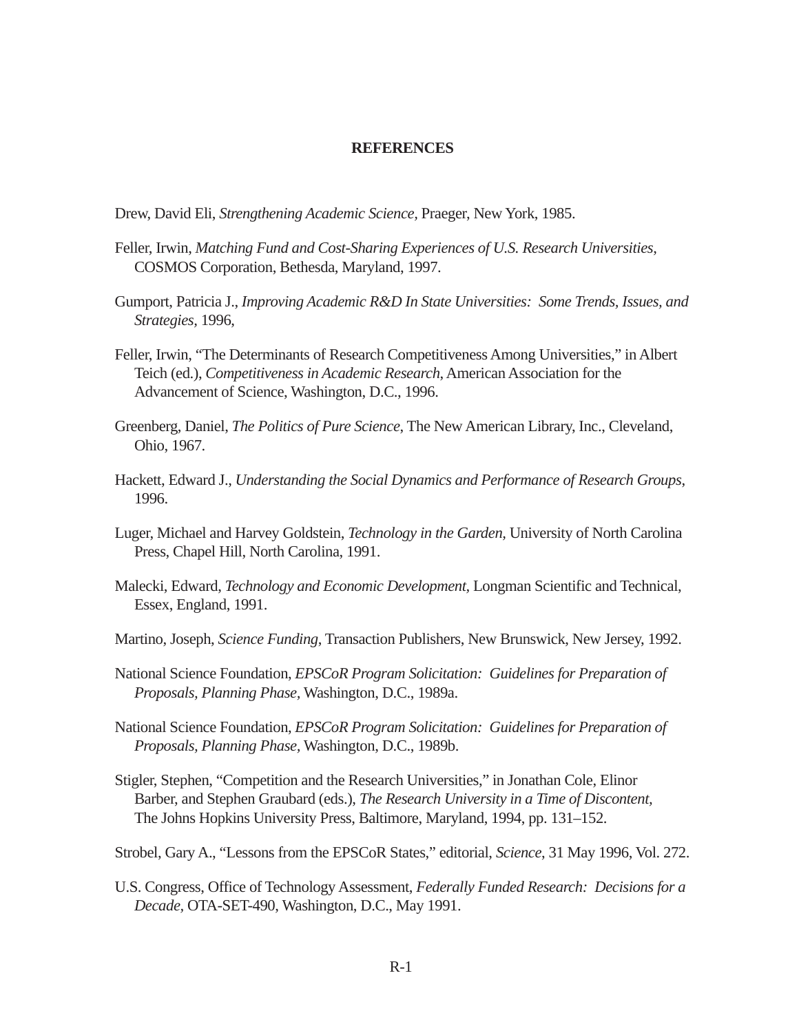## REFERENCES

Drew, David Eli, *Strengthening Academic Science*, Praeger, New York, 1985.

Feller, Irwin, *Matching Fund and Cost-Sharing Experiences of U.S. Research Universities*, COSMOS Corporation, Bethesda, Maryland, 1997.

Gumport, Patricia J., *Improving Academic R&D In State Universities: Some Trends, Issues, and Strategies,* 1996,

Feller, Irwin, "The Determinants of Research Competitiveness Among Universities," in Albert Teich (ed.), *Competitiveness in Academic Research*, American Association for the Advancement of Science, Washington, D.C., 1996.

Greenberg, Daniel, *The Politics of Pure Science,* The New American Library, Inc., Cleveland, Ohio, 1967.

Hackett, Edward J., *Understanding the Social Dynamics and Performance of Research Groups*, 1996.

Luger, Michael and Harvey Goldstein, *Technology in the Garden,* University of North Carolina Press, Chapel Hill, North Carolina, 1991.

Malecki, Edward, *Technology and Economic Development,* Longman Scientific and Technical, Essex, England, 1991.

Martino, Joseph, *Science Funding*, Transaction Publishers, New Brunswick, New Jersey, 1992.

National Science Foundation, *EPSCoR Program Solicitation: Guidelines for Preparation of Proposals, Planning Phase,* Washington, D.C., 1989a.

National Science Foundation, *EPSCoR Program Solicitation: Guidelines for Preparation of Proposals, Planning Phase,* Washington, D.C., 1989b.

Stigler, Stephen, "Competition and the Research Universities," in Jonathan Cole, Elinor Barber, and Stephen Graubard (eds.), *The Research University in a Time of Discontent,* The Johns Hopkins University Press, Baltimore, Maryland, 1994, pp. 131–152.

Strobel, Gary A., "Lessons from the EPSCoR States," editorial, *Science*, 31 May 1996, Vol. 272.

U.S. Congress, Office of Technology Assessment, *Federally Funded Research: Decisions for a Decade,* OTA-SET-490, Washington, D.C., May 1991.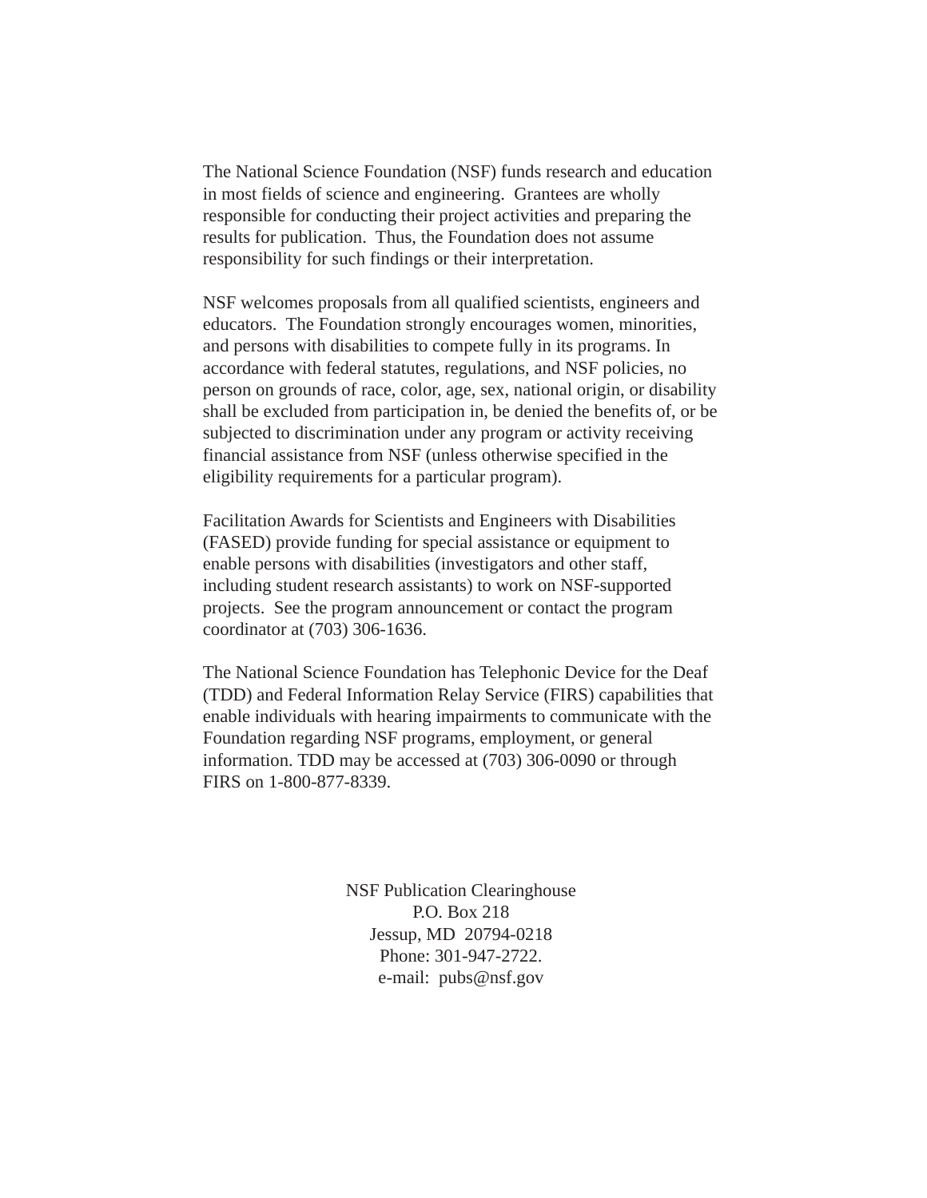The National Science Foundation (NSF) funds research and education in most fields of science and engineering. Grantees are wholly responsible for conducting their project activities and preparing the results for publication. Thus, the Foundation does not assume responsibility for such findings or their interpretation.

NSF welcomes proposals from all qualified scientists, engineers and educators. The Foundation strongly encourages women, minorities, and persons with disabilities to compete fully in its programs. In accordance with federal statutes, regulations, and NSF policies, no person on grounds of race, color, age, sex, national origin, or disability shall be excluded from participation in, be denied the benefits of, or be subjected to discrimination under any program or activity receiving financial assistance from NSF (unless otherwise specified in the eligibility requirements for a particular program).

Facilitation Awards for Scientists and Engineers with Disabilities (FASED) provide funding for special assistance or equipment to enable persons with disabilities (investigators and other staff, including student research assistants) to work on NSF-supported projects. See the program announcement or contact the program coordinator at (703) 306-1636.

The National Science Foundation has Telephonic Device for the Deaf (TDD) and Federal Information Relay Service (FIRS) capabilities that enable individuals with hearing impairments to communicate with the Foundation regarding NSF programs, employment, or general information. TDD may be accessed at (703) 306-0090 or through FIRS on 1-800-877-8339.

NSF Publication Clearinghouse
P.O. Box 218
Jessup, MD 20794-0218
Phone: 301-947-2722.
e-mail: pubs@nsf.gov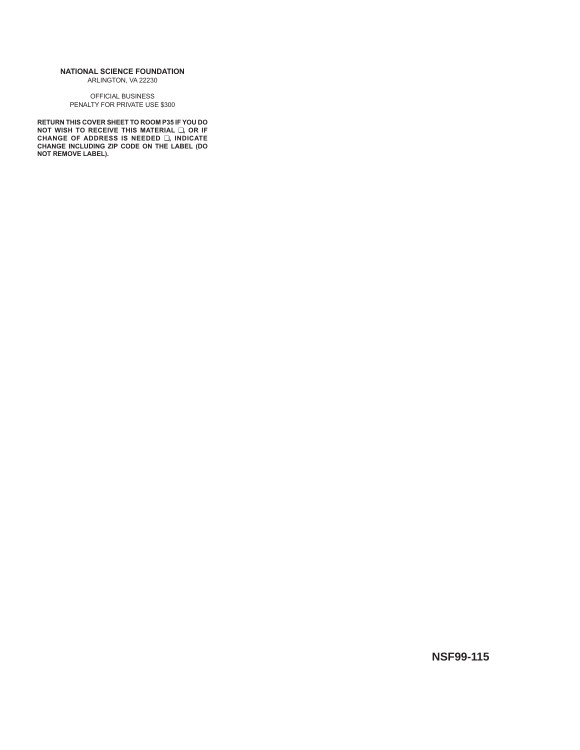**NATIONAL SCIENCE FOUNDATION**
ARLINGTON, VA 22230

OFFICIAL BUSINESS
PENALTY FOR PRIVATE USE $300

**RETURN THIS COVER SHEET TO ROOM P35 IF YOU DO NOT WISH TO RECEIVE THIS MATERIAL ❑, OR IF CHANGE OF ADDRESS IS NEEDED ❑, INDICATE CHANGE INCLUDING ZIP CODE ON THE LABEL (DO NOT REMOVE LABEL).**

**NSF99-115**